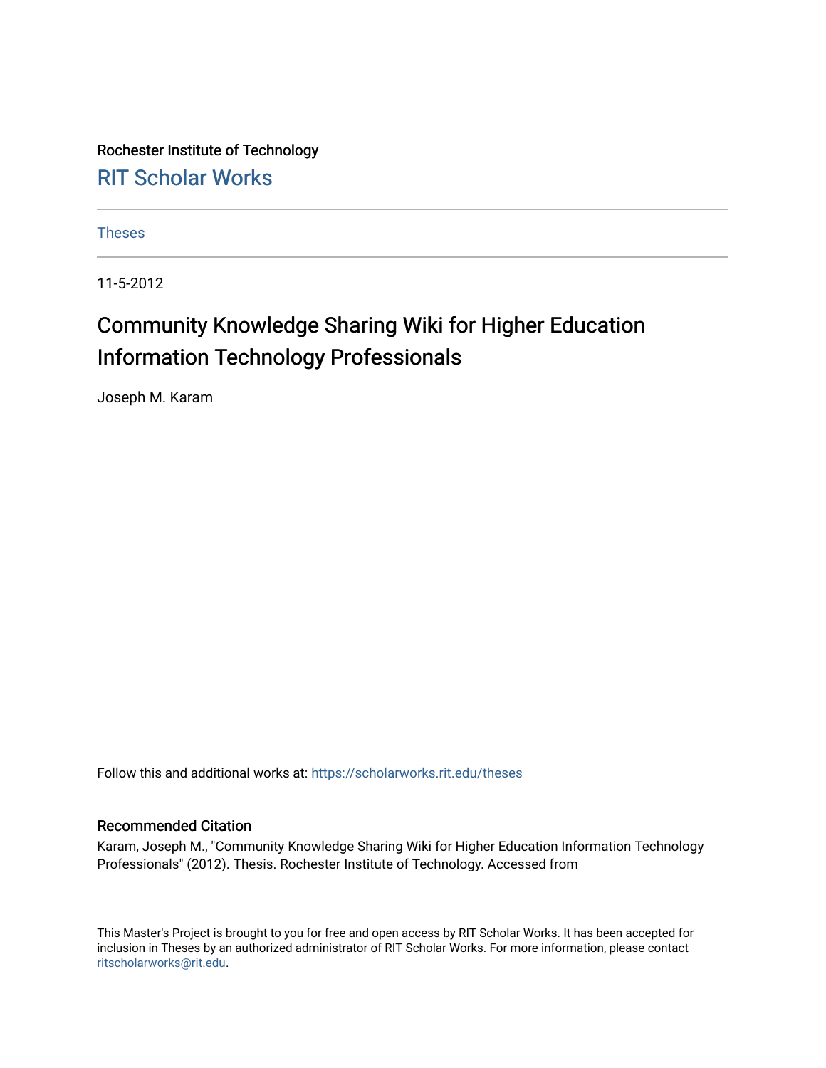Rochester Institute of Technology

RIT Scholar Works

Theses

11-5-2012

# Community Knowledge Sharing Wiki for Higher Education Information Technology Professionals

Joseph M. Karam

Follow this and additional works at: https://scholarworks.rit.edu/theses

## Recommended Citation

Karam, Joseph M., "Community Knowledge Sharing Wiki for Higher Education Information Technology Professionals" (2012). Thesis. Rochester Institute of Technology. Accessed from

This Master's Project is brought to you for free and open access by RIT Scholar Works. It has been accepted for inclusion in Theses by an authorized administrator of RIT Scholar Works. For more information, please contact ritscholarworks@rit.edu.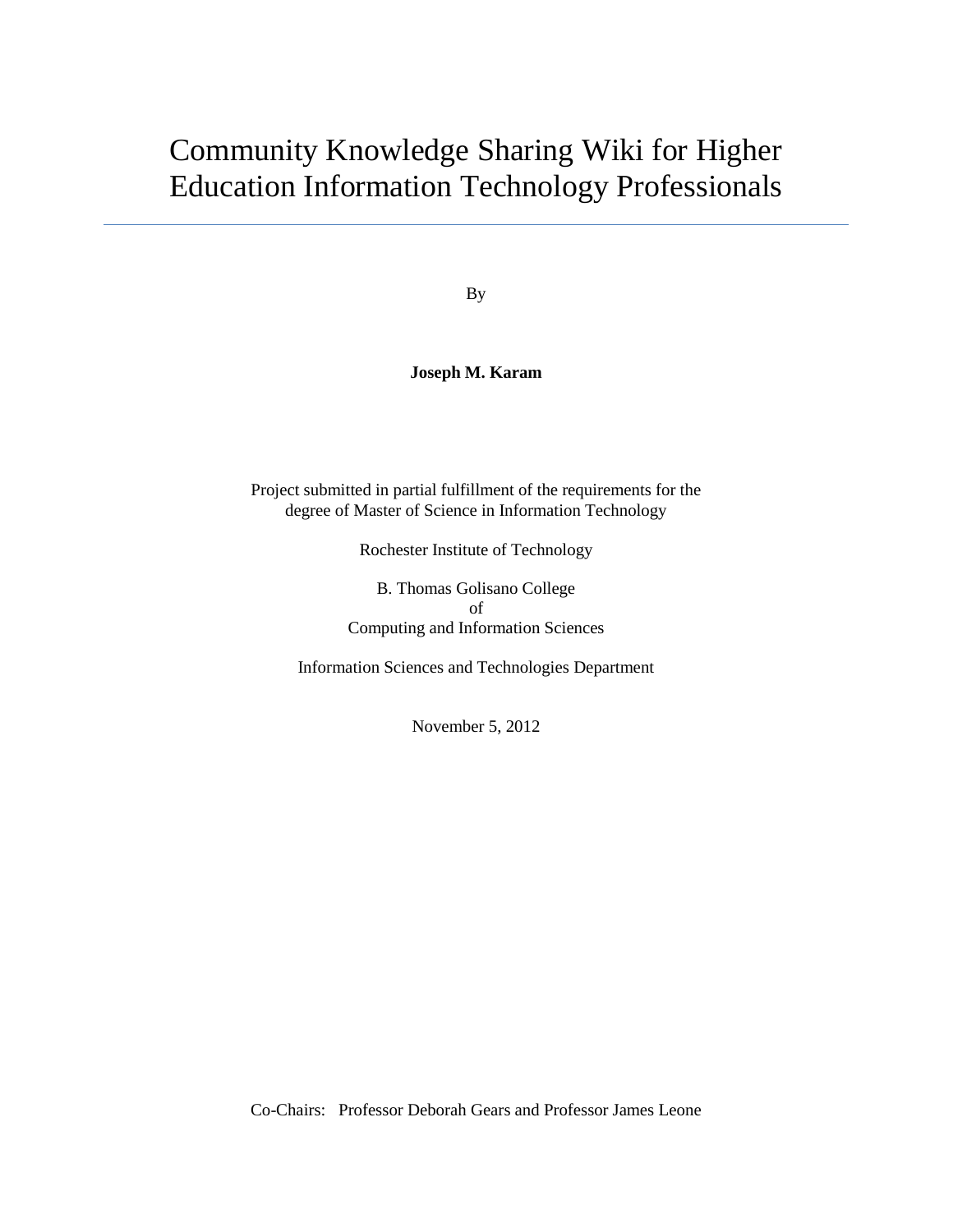# Community Knowledge Sharing Wiki for Higher Education Information Technology Professionals

---

By

**Joseph M. Karam**

Project submitted in partial fulfillment of the requirements for the degree of Master of Science in Information Technology

Rochester Institute of Technology

B. Thomas Golisano College
of
Computing and Information Sciences

Information Sciences and Technologies Department

November 5, 2012

Co-Chairs: Professor Deborah Gears and Professor James Leone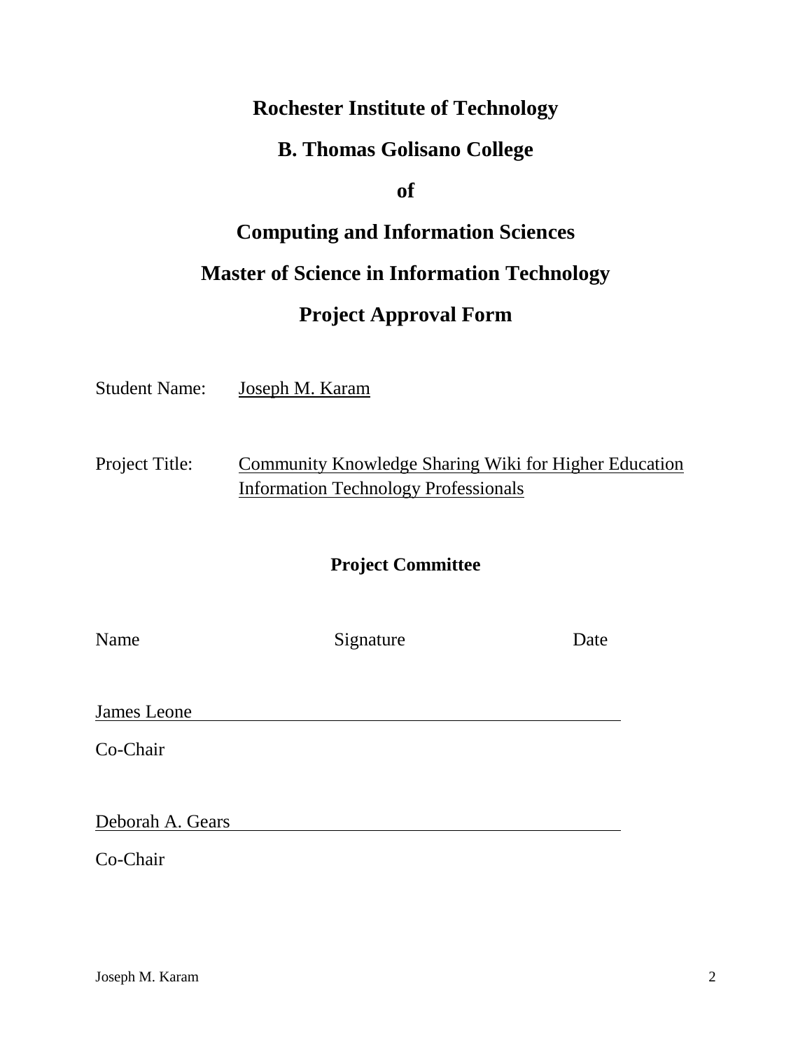# Rochester Institute of Technology

# B. Thomas Golisano College

# of

# Computing and Information Sciences

# Master of Science in Information Technology

# Project Approval Form

Student Name: Joseph M. Karam

Project Title: Community Knowledge Sharing Wiki for Higher Education Information Technology Professionals

## Project Committee

| Name | Signature | Date |
|---|---|---|
| James Leone | | |
| Co-Chair | | |
| Deborah A. Gears | | |
| Co-Chair | | |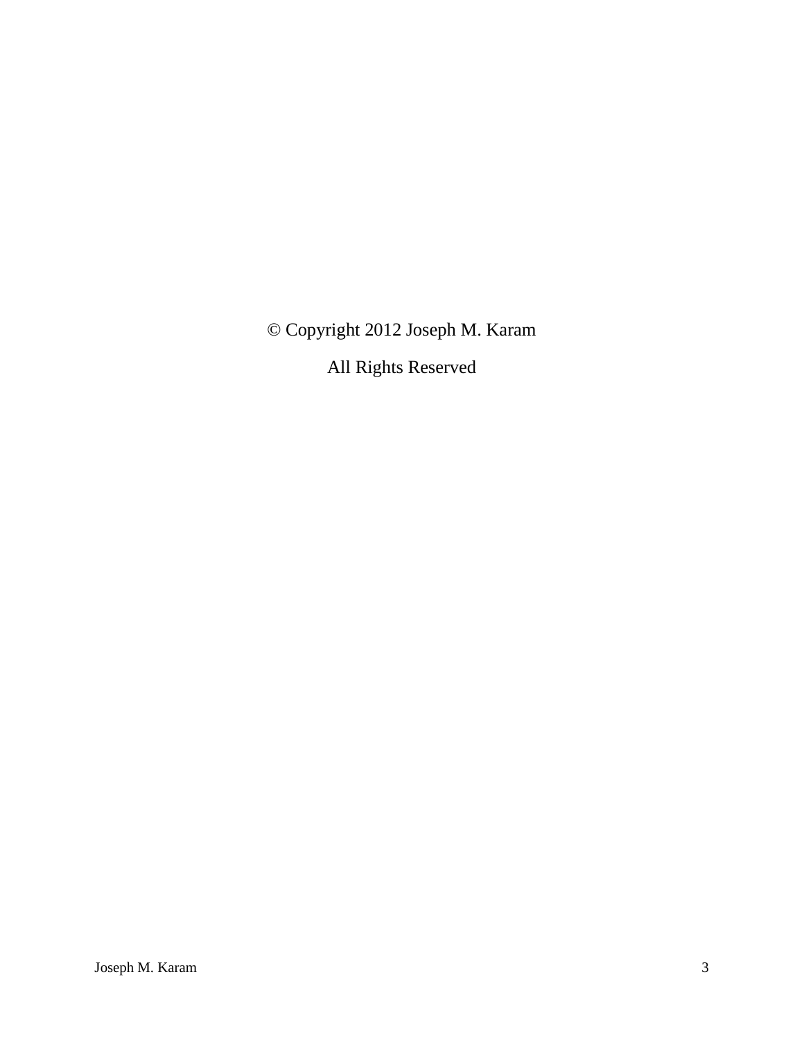© Copyright 2012 Joseph M. Karam

All Rights Reserved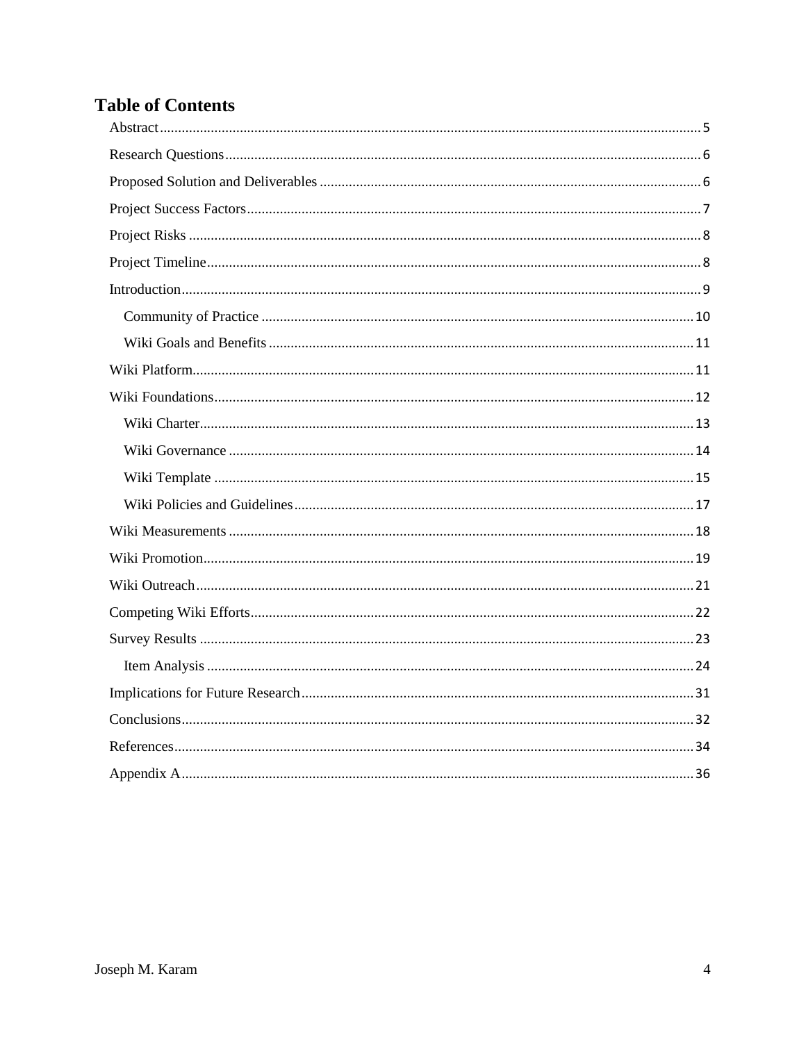# Table of Contents

- Abstract 5
- Research Questions 6
- Proposed Solution and Deliverables 6
- Project Success Factors 7
- Project Risks 8
- Project Timeline 8
- Introduction 9
  - Community of Practice 10
  - Wiki Goals and Benefits 11
- Wiki Platform 11
- Wiki Foundations 12
  - Wiki Charter 13
  - Wiki Governance 14
  - Wiki Template 15
  - Wiki Policies and Guidelines 17
- Wiki Measurements 18
- Wiki Promotion 19
- Wiki Outreach 21
- Competing Wiki Efforts 22
- Survey Results 23
  - Item Analysis 24
- Implications for Future Research 31
- Conclusions 32
- References 34
- Appendix A 36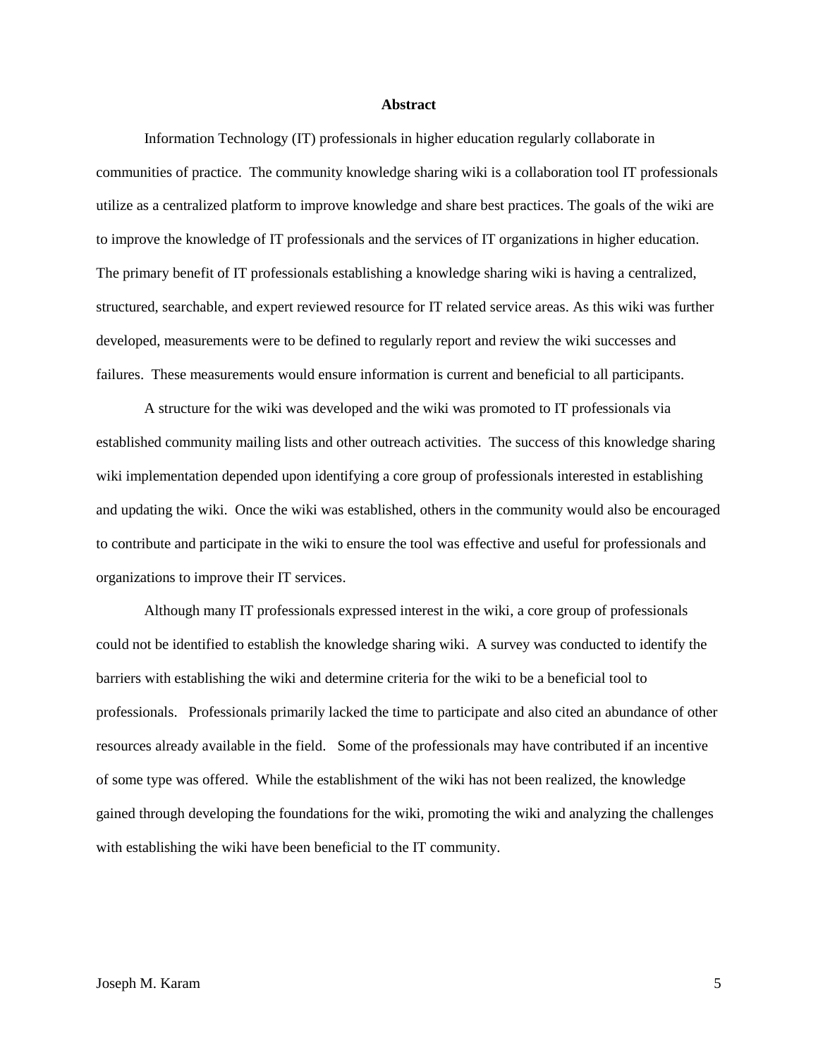## Abstract

Information Technology (IT) professionals in higher education regularly collaborate in communities of practice. The community knowledge sharing wiki is a collaboration tool IT professionals utilize as a centralized platform to improve knowledge and share best practices. The goals of the wiki are to improve the knowledge of IT professionals and the services of IT organizations in higher education. The primary benefit of IT professionals establishing a knowledge sharing wiki is having a centralized, structured, searchable, and expert reviewed resource for IT related service areas. As this wiki was further developed, measurements were to be defined to regularly report and review the wiki successes and failures. These measurements would ensure information is current and beneficial to all participants.

A structure for the wiki was developed and the wiki was promoted to IT professionals via established community mailing lists and other outreach activities. The success of this knowledge sharing wiki implementation depended upon identifying a core group of professionals interested in establishing and updating the wiki. Once the wiki was established, others in the community would also be encouraged to contribute and participate in the wiki to ensure the tool was effective and useful for professionals and organizations to improve their IT services.

Although many IT professionals expressed interest in the wiki, a core group of professionals could not be identified to establish the knowledge sharing wiki. A survey was conducted to identify the barriers with establishing the wiki and determine criteria for the wiki to be a beneficial tool to professionals. Professionals primarily lacked the time to participate and also cited an abundance of other resources already available in the field. Some of the professionals may have contributed if an incentive of some type was offered. While the establishment of the wiki has not been realized, the knowledge gained through developing the foundations for the wiki, promoting the wiki and analyzing the challenges with establishing the wiki have been beneficial to the IT community.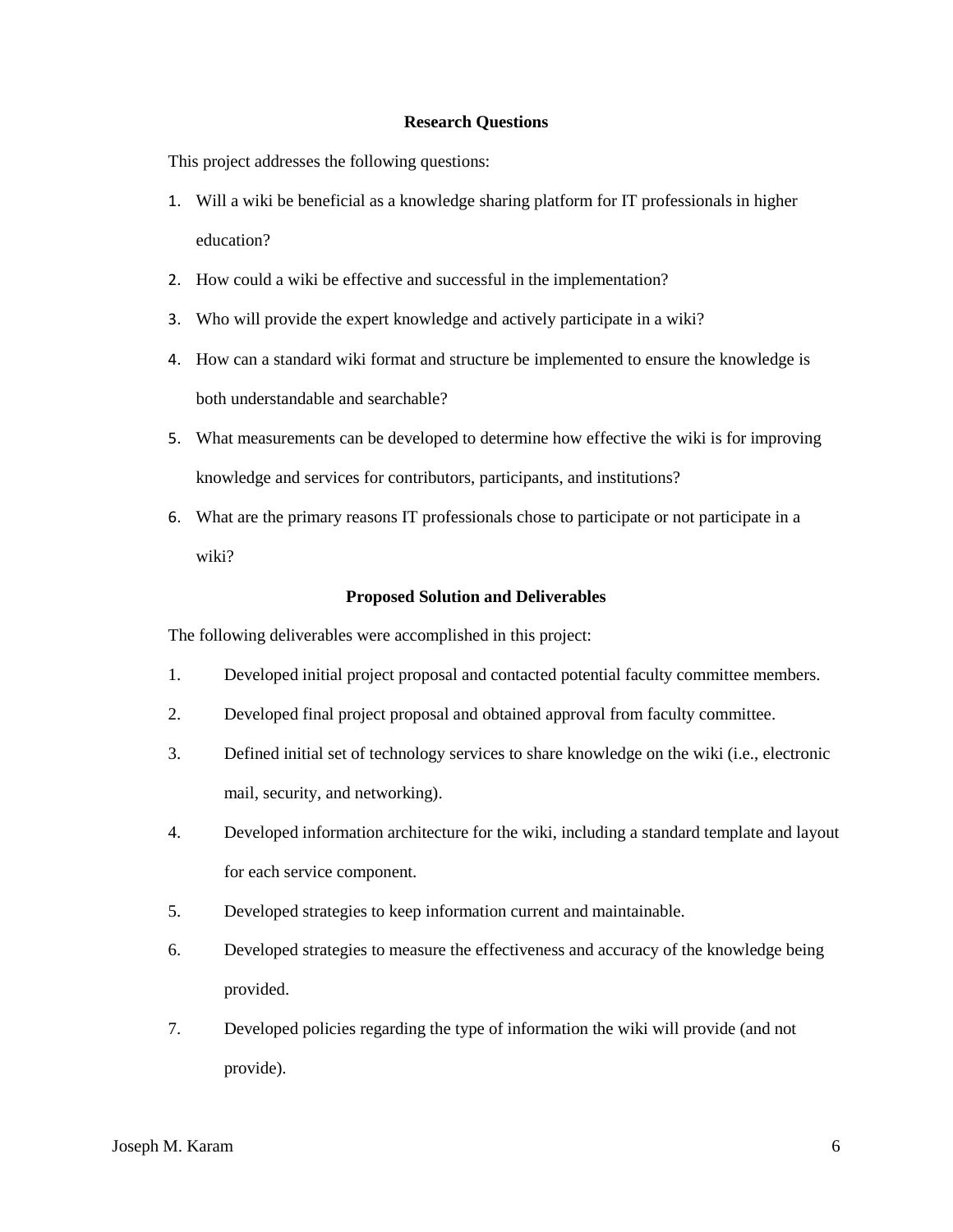## Research Questions

This project addresses the following questions:

1. Will a wiki be beneficial as a knowledge sharing platform for IT professionals in higher education?
2. How could a wiki be effective and successful in the implementation?
3. Who will provide the expert knowledge and actively participate in a wiki?
4. How can a standard wiki format and structure be implemented to ensure the knowledge is both understandable and searchable?
5. What measurements can be developed to determine how effective the wiki is for improving knowledge and services for contributors, participants, and institutions?
6. What are the primary reasons IT professionals chose to participate or not participate in a wiki?

## Proposed Solution and Deliverables

The following deliverables were accomplished in this project:

1. Developed initial project proposal and contacted potential faculty committee members.
2. Developed final project proposal and obtained approval from faculty committee.
3. Defined initial set of technology services to share knowledge on the wiki (i.e., electronic mail, security, and networking).
4. Developed information architecture for the wiki, including a standard template and layout for each service component.
5. Developed strategies to keep information current and maintainable.
6. Developed strategies to measure the effectiveness and accuracy of the knowledge being provided.
7. Developed policies regarding the type of information the wiki will provide (and not provide).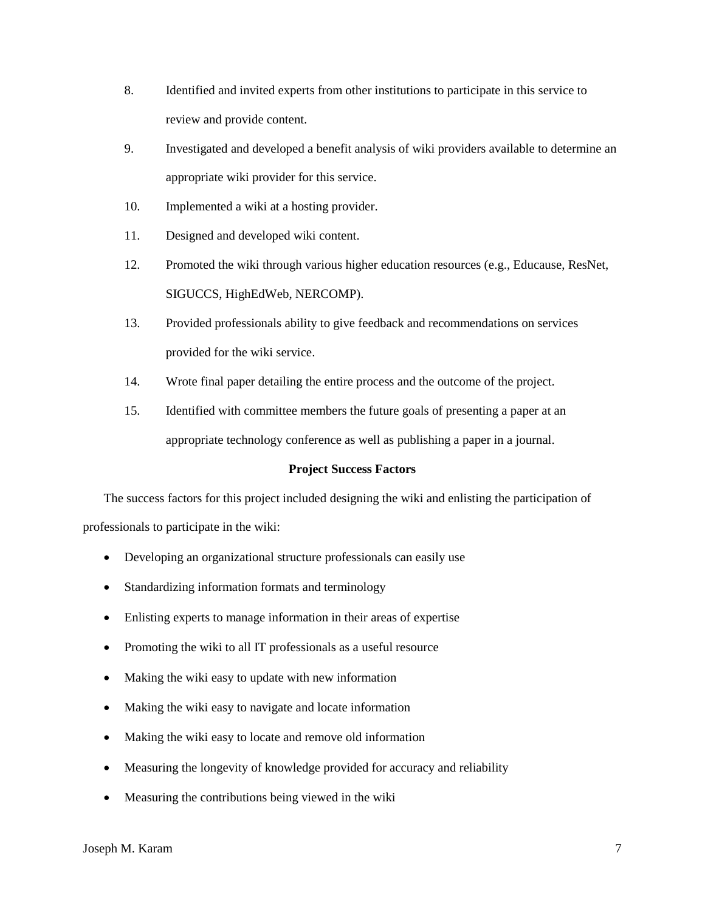8. Identified and invited experts from other institutions to participate in this service to review and provide content.
9. Investigated and developed a benefit analysis of wiki providers available to determine an appropriate wiki provider for this service.
10. Implemented a wiki at a hosting provider.
11. Designed and developed wiki content.
12. Promoted the wiki through various higher education resources (e.g., Educause, ResNet, SIGUCCS, HighEdWeb, NERCOMP).
13. Provided professionals ability to give feedback and recommendations on services provided for the wiki service.
14. Wrote final paper detailing the entire process and the outcome of the project.
15. Identified with committee members the future goals of presenting a paper at an appropriate technology conference as well as publishing a paper in a journal.

## Project Success Factors

The success factors for this project included designing the wiki and enlisting the participation of professionals to participate in the wiki:

- Developing an organizational structure professionals can easily use
- Standardizing information formats and terminology
- Enlisting experts to manage information in their areas of expertise
- Promoting the wiki to all IT professionals as a useful resource
- Making the wiki easy to update with new information
- Making the wiki easy to navigate and locate information
- Making the wiki easy to locate and remove old information
- Measuring the longevity of knowledge provided for accuracy and reliability
- Measuring the contributions being viewed in the wiki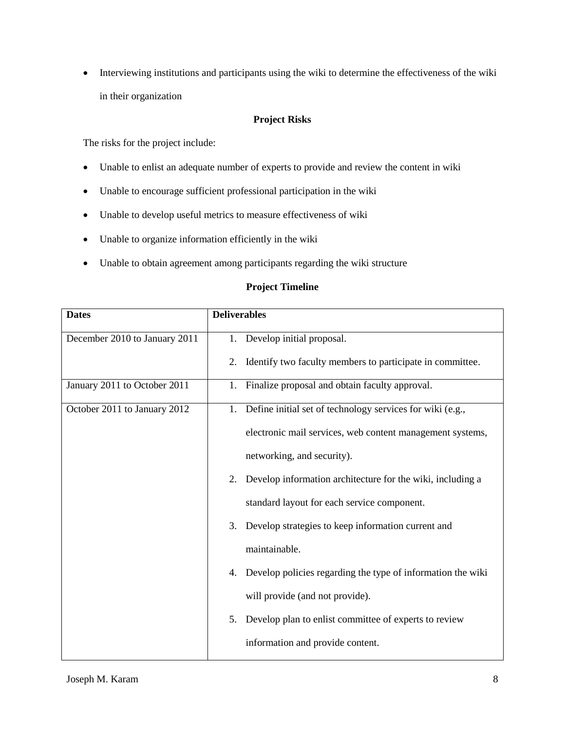- Interviewing institutions and participants using the wiki to determine the effectiveness of the wiki in their organization

### Project Risks

The risks for the project include:

- Unable to enlist an adequate number of experts to provide and review the content in wiki
- Unable to encourage sufficient professional participation in the wiki
- Unable to develop useful metrics to measure effectiveness of wiki
- Unable to organize information efficiently in the wiki
- Unable to obtain agreement among participants regarding the wiki structure

### Project Timeline

| Dates | Deliverables |
|---|---|
| December 2010 to January 2011 | 1. Develop initial proposal.<br>2. Identify two faculty members to participate in committee. |
| January 2011 to October 2011 | 1. Finalize proposal and obtain faculty approval. |
| October 2011 to January 2012 | 1. Define initial set of technology services for wiki (e.g., electronic mail services, web content management systems, networking, and security).<br>2. Develop information architecture for the wiki, including a standard layout for each service component.<br>3. Develop strategies to keep information current and maintainable.<br>4. Develop policies regarding the type of information the wiki will provide (and not provide).<br>5. Develop plan to enlist committee of experts to review information and provide content. |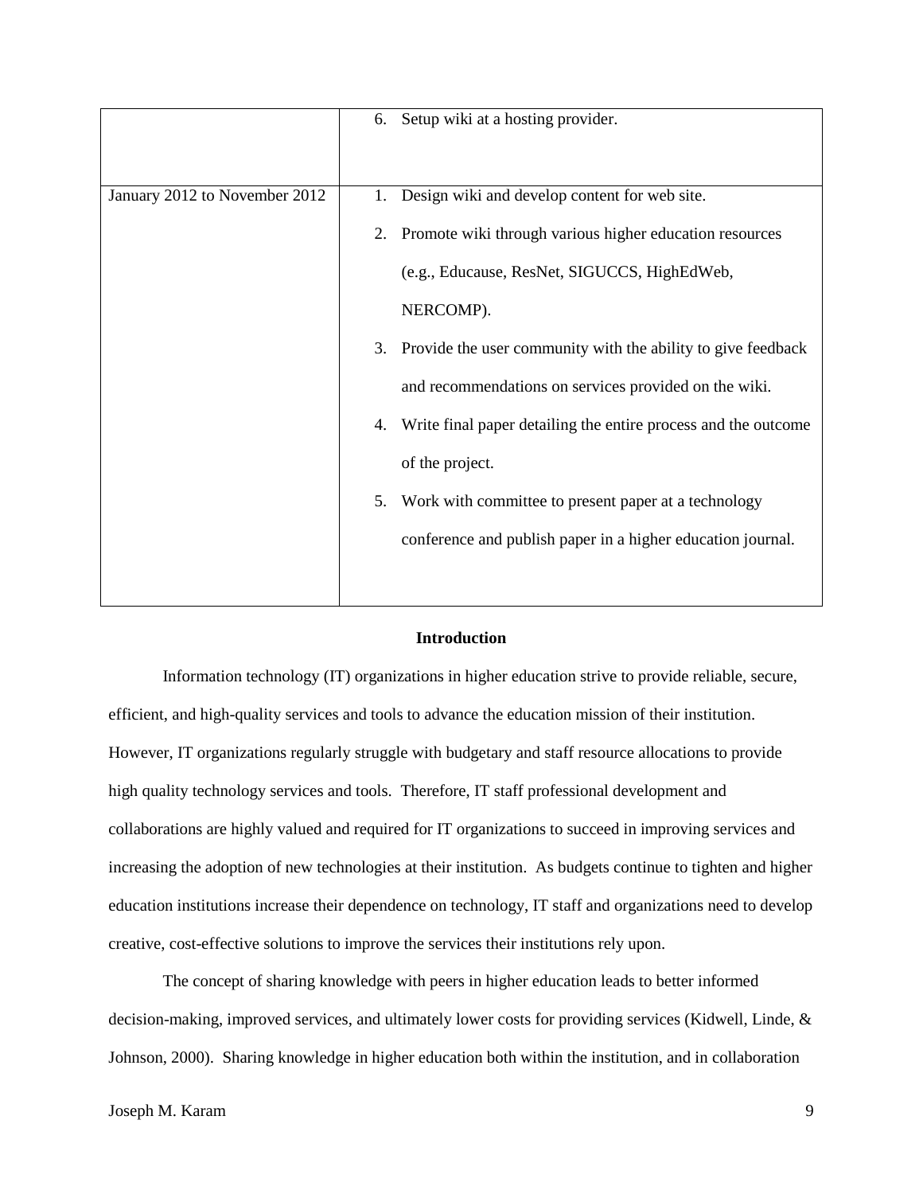|  |  |
| --- | --- |
|  | 6. Setup wiki at a hosting provider. |
| January 2012 to November 2012 | 1. Design wiki and develop content for web site.<br>2. Promote wiki through various higher education resources (e.g., Educause, ResNet, SIGUCCS, HighEdWeb, NERCOMP).<br>3. Provide the user community with the ability to give feedback and recommendations on services provided on the wiki.<br>4. Write final paper detailing the entire process and the outcome of the project.<br>5. Work with committee to present paper at a technology conference and publish paper in a higher education journal. |

## Introduction

Information technology (IT) organizations in higher education strive to provide reliable, secure, efficient, and high-quality services and tools to advance the education mission of their institution. However, IT organizations regularly struggle with budgetary and staff resource allocations to provide high quality technology services and tools. Therefore, IT staff professional development and collaborations are highly valued and required for IT organizations to succeed in improving services and increasing the adoption of new technologies at their institution. As budgets continue to tighten and higher education institutions increase their dependence on technology, IT staff and organizations need to develop creative, cost-effective solutions to improve the services their institutions rely upon.

The concept of sharing knowledge with peers in higher education leads to better informed decision-making, improved services, and ultimately lower costs for providing services (Kidwell, Linde, & Johnson, 2000). Sharing knowledge in higher education both within the institution, and in collaboration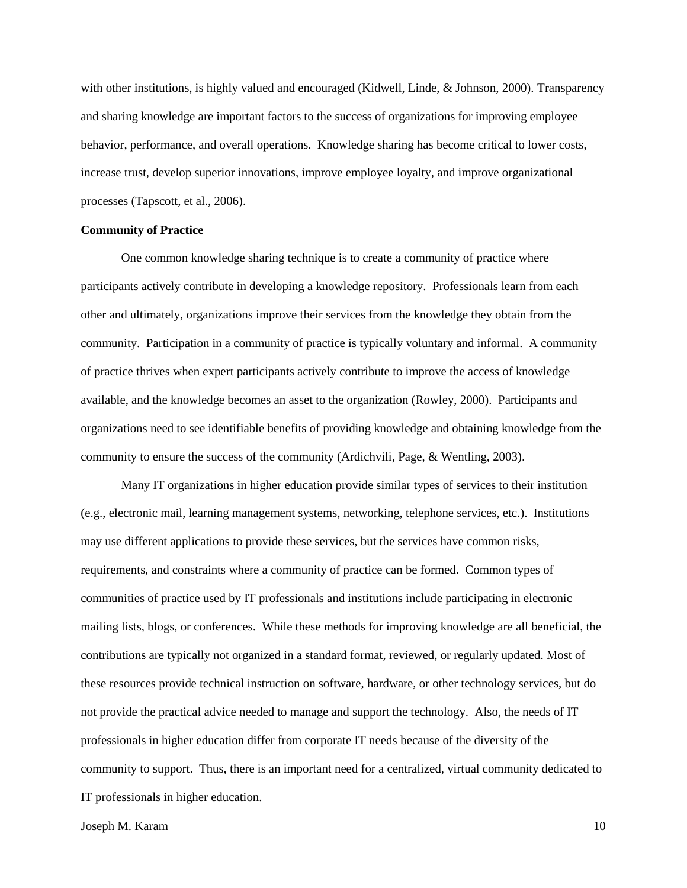with other institutions, is highly valued and encouraged (Kidwell, Linde, & Johnson, 2000). Transparency and sharing knowledge are important factors to the success of organizations for improving employee behavior, performance, and overall operations. Knowledge sharing has become critical to lower costs, increase trust, develop superior innovations, improve employee loyalty, and improve organizational processes (Tapscott, et al., 2006).

**Community of Practice**

One common knowledge sharing technique is to create a community of practice where participants actively contribute in developing a knowledge repository. Professionals learn from each other and ultimately, organizations improve their services from the knowledge they obtain from the community. Participation in a community of practice is typically voluntary and informal. A community of practice thrives when expert participants actively contribute to improve the access of knowledge available, and the knowledge becomes an asset to the organization (Rowley, 2000). Participants and organizations need to see identifiable benefits of providing knowledge and obtaining knowledge from the community to ensure the success of the community (Ardichvili, Page, & Wentling, 2003).

Many IT organizations in higher education provide similar types of services to their institution (e.g., electronic mail, learning management systems, networking, telephone services, etc.). Institutions may use different applications to provide these services, but the services have common risks, requirements, and constraints where a community of practice can be formed. Common types of communities of practice used by IT professionals and institutions include participating in electronic mailing lists, blogs, or conferences. While these methods for improving knowledge are all beneficial, the contributions are typically not organized in a standard format, reviewed, or regularly updated. Most of these resources provide technical instruction on software, hardware, or other technology services, but do not provide the practical advice needed to manage and support the technology. Also, the needs of IT professionals in higher education differ from corporate IT needs because of the diversity of the community to support. Thus, there is an important need for a centralized, virtual community dedicated to IT professionals in higher education.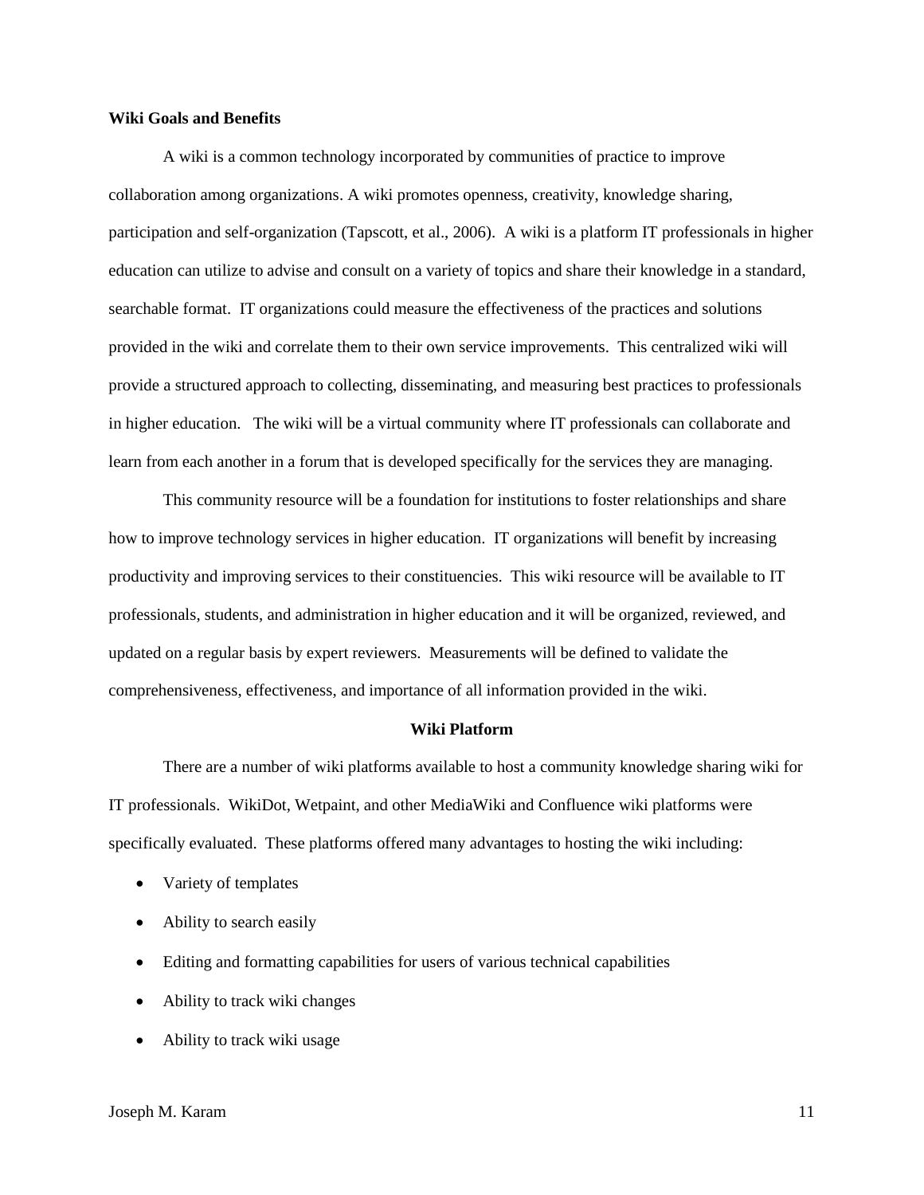**Wiki Goals and Benefits**

A wiki is a common technology incorporated by communities of practice to improve collaboration among organizations. A wiki promotes openness, creativity, knowledge sharing, participation and self-organization (Tapscott, et al., 2006). A wiki is a platform IT professionals in higher education can utilize to advise and consult on a variety of topics and share their knowledge in a standard, searchable format. IT organizations could measure the effectiveness of the practices and solutions provided in the wiki and correlate them to their own service improvements. This centralized wiki will provide a structured approach to collecting, disseminating, and measuring best practices to professionals in higher education. The wiki will be a virtual community where IT professionals can collaborate and learn from each another in a forum that is developed specifically for the services they are managing.

This community resource will be a foundation for institutions to foster relationships and share how to improve technology services in higher education. IT organizations will benefit by increasing productivity and improving services to their constituencies. This wiki resource will be available to IT professionals, students, and administration in higher education and it will be organized, reviewed, and updated on a regular basis by expert reviewers. Measurements will be defined to validate the comprehensiveness, effectiveness, and importance of all information provided in the wiki.

**Wiki Platform**

There are a number of wiki platforms available to host a community knowledge sharing wiki for IT professionals. WikiDot, Wetpaint, and other MediaWiki and Confluence wiki platforms were specifically evaluated. These platforms offered many advantages to hosting the wiki including:

- Variety of templates
- Ability to search easily
- Editing and formatting capabilities for users of various technical capabilities
- Ability to track wiki changes
- Ability to track wiki usage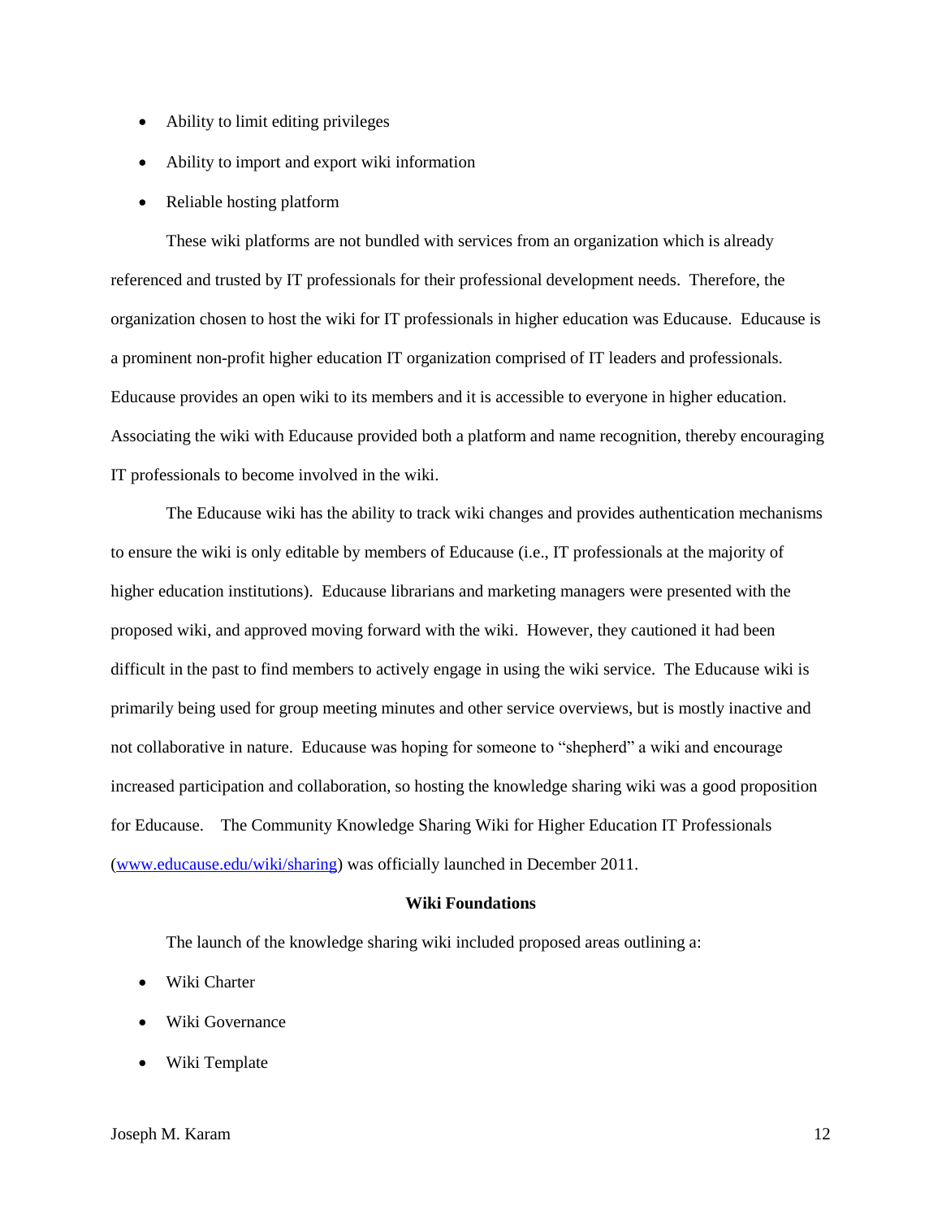- Ability to limit editing privileges
- Ability to import and export wiki information
- Reliable hosting platform

These wiki platforms are not bundled with services from an organization which is already referenced and trusted by IT professionals for their professional development needs. Therefore, the organization chosen to host the wiki for IT professionals in higher education was Educause. Educause is a prominent non-profit higher education IT organization comprised of IT leaders and professionals. Educause provides an open wiki to its members and it is accessible to everyone in higher education. Associating the wiki with Educause provided both a platform and name recognition, thereby encouraging IT professionals to become involved in the wiki.

The Educause wiki has the ability to track wiki changes and provides authentication mechanisms to ensure the wiki is only editable by members of Educause (i.e., IT professionals at the majority of higher education institutions). Educause librarians and marketing managers were presented with the proposed wiki, and approved moving forward with the wiki. However, they cautioned it had been difficult in the past to find members to actively engage in using the wiki service. The Educause wiki is primarily being used for group meeting minutes and other service overviews, but is mostly inactive and not collaborative in nature. Educause was hoping for someone to "shepherd" a wiki and encourage increased participation and collaboration, so hosting the knowledge sharing wiki was a good proposition for Educause. The Community Knowledge Sharing Wiki for Higher Education IT Professionals ([www.educause.edu/wiki/sharing](www.educause.edu/wiki/sharing)) was officially launched in December 2011.

**Wiki Foundations**

The launch of the knowledge sharing wiki included proposed areas outlining a:

- Wiki Charter
- Wiki Governance
- Wiki Template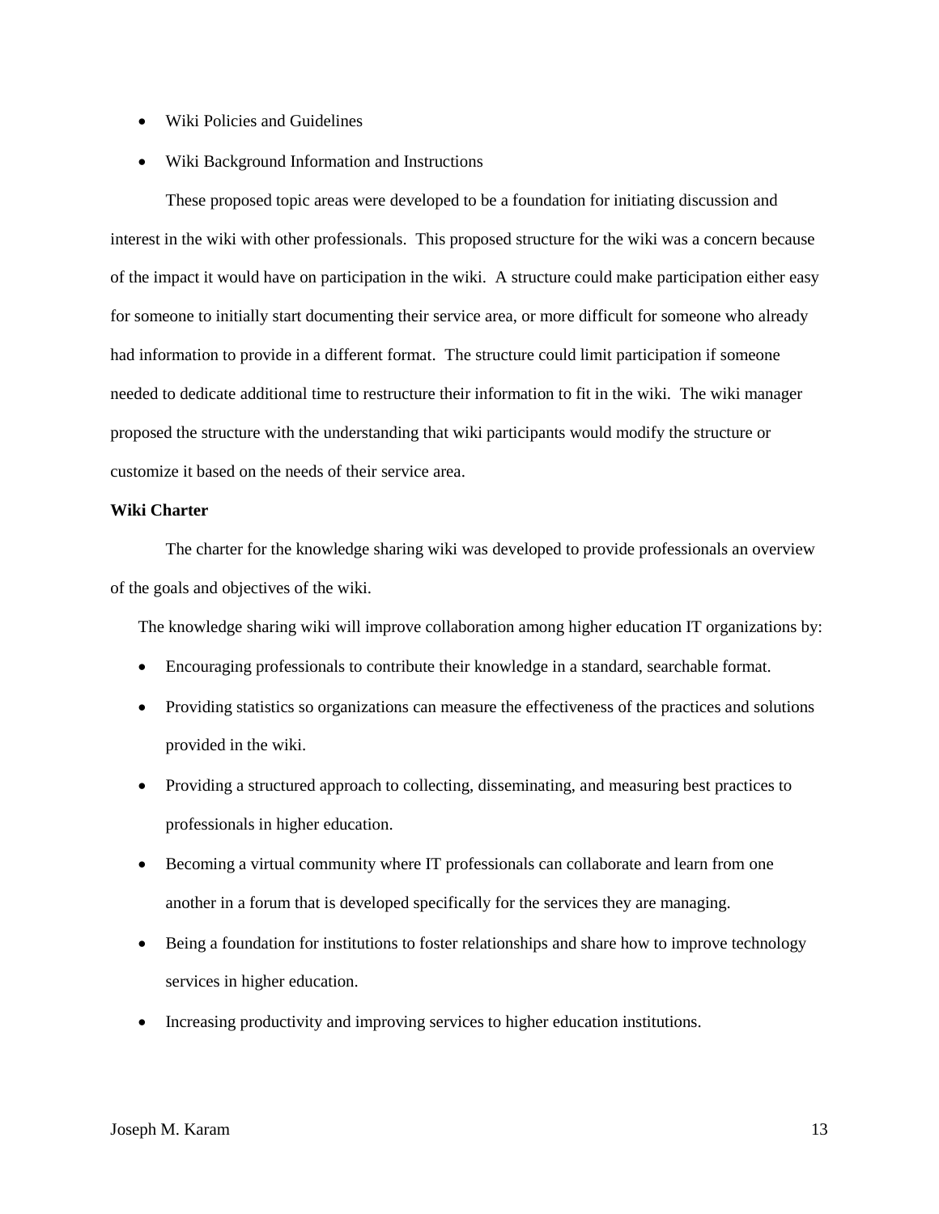- Wiki Policies and Guidelines
- Wiki Background Information and Instructions

These proposed topic areas were developed to be a foundation for initiating discussion and interest in the wiki with other professionals. This proposed structure for the wiki was a concern because of the impact it would have on participation in the wiki. A structure could make participation either easy for someone to initially start documenting their service area, or more difficult for someone who already had information to provide in a different format. The structure could limit participation if someone needed to dedicate additional time to restructure their information to fit in the wiki. The wiki manager proposed the structure with the understanding that wiki participants would modify the structure or customize it based on the needs of their service area.

**Wiki Charter**

The charter for the knowledge sharing wiki was developed to provide professionals an overview of the goals and objectives of the wiki.

The knowledge sharing wiki will improve collaboration among higher education IT organizations by:

- Encouraging professionals to contribute their knowledge in a standard, searchable format.
- Providing statistics so organizations can measure the effectiveness of the practices and solutions provided in the wiki.
- Providing a structured approach to collecting, disseminating, and measuring best practices to professionals in higher education.
- Becoming a virtual community where IT professionals can collaborate and learn from one another in a forum that is developed specifically for the services they are managing.
- Being a foundation for institutions to foster relationships and share how to improve technology services in higher education.
- Increasing productivity and improving services to higher education institutions.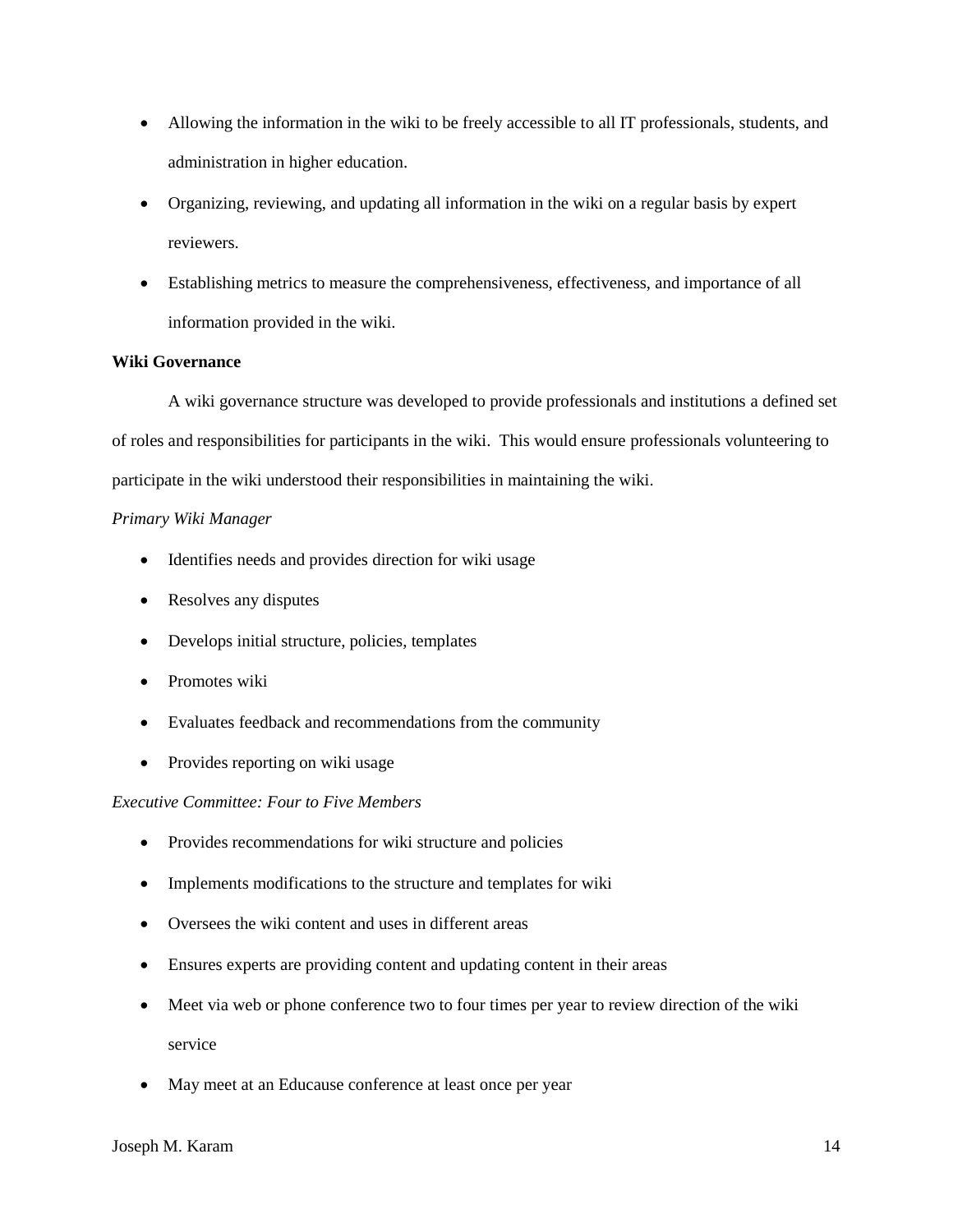- Allowing the information in the wiki to be freely accessible to all IT professionals, students, and administration in higher education.
- Organizing, reviewing, and updating all information in the wiki on a regular basis by expert reviewers.
- Establishing metrics to measure the comprehensiveness, effectiveness, and importance of all information provided in the wiki.

**Wiki Governance**

A wiki governance structure was developed to provide professionals and institutions a defined set of roles and responsibilities for participants in the wiki. This would ensure professionals volunteering to participate in the wiki understood their responsibilities in maintaining the wiki.

*Primary Wiki Manager*

- Identifies needs and provides direction for wiki usage
- Resolves any disputes
- Develops initial structure, policies, templates
- Promotes wiki
- Evaluates feedback and recommendations from the community
- Provides reporting on wiki usage

*Executive Committee: Four to Five Members*

- Provides recommendations for wiki structure and policies
- Implements modifications to the structure and templates for wiki
- Oversees the wiki content and uses in different areas
- Ensures experts are providing content and updating content in their areas
- Meet via web or phone conference two to four times per year to review direction of the wiki service
- May meet at an Educause conference at least once per year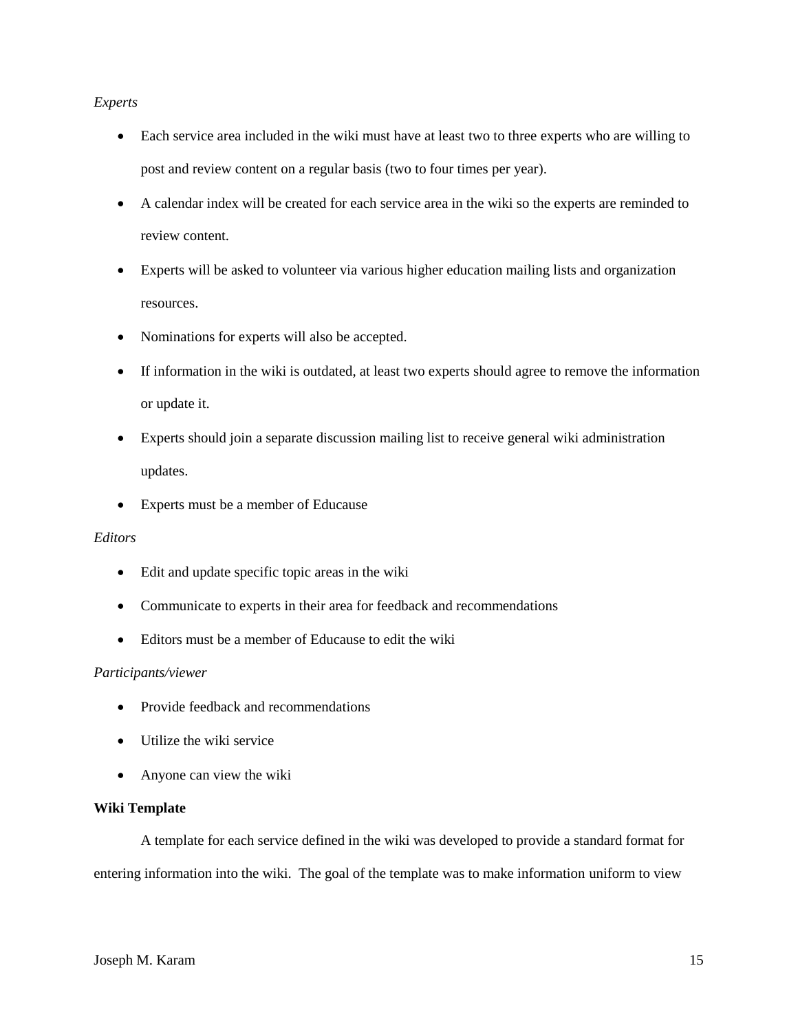*Experts*

- Each service area included in the wiki must have at least two to three experts who are willing to post and review content on a regular basis (two to four times per year).
- A calendar index will be created for each service area in the wiki so the experts are reminded to review content.
- Experts will be asked to volunteer via various higher education mailing lists and organization resources.
- Nominations for experts will also be accepted.
- If information in the wiki is outdated, at least two experts should agree to remove the information or update it.
- Experts should join a separate discussion mailing list to receive general wiki administration updates.
- Experts must be a member of Educause

*Editors*

- Edit and update specific topic areas in the wiki
- Communicate to experts in their area for feedback and recommendations
- Editors must be a member of Educause to edit the wiki

*Participants/viewer*

- Provide feedback and recommendations
- Utilize the wiki service
- Anyone can view the wiki

**Wiki Template**

A template for each service defined in the wiki was developed to provide a standard format for entering information into the wiki. The goal of the template was to make information uniform to view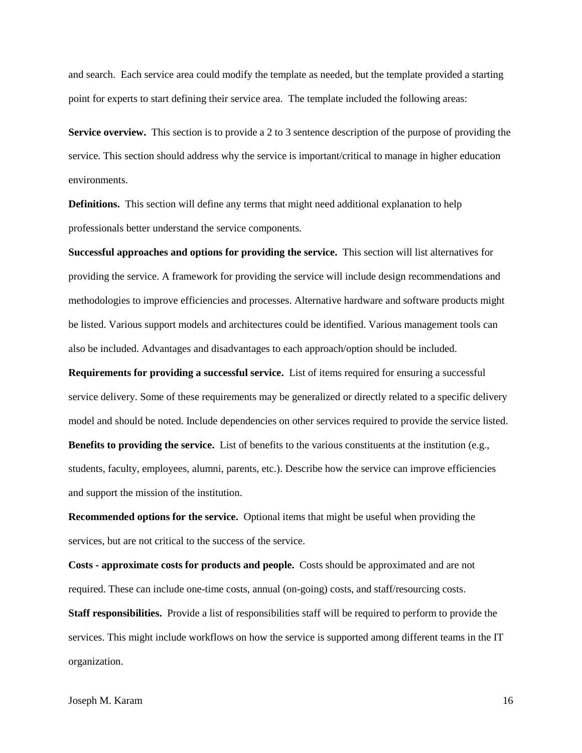and search. Each service area could modify the template as needed, but the template provided a starting point for experts to start defining their service area. The template included the following areas:

**Service overview.** This section is to provide a 2 to 3 sentence description of the purpose of providing the service. This section should address why the service is important/critical to manage in higher education environments.

**Definitions.** This section will define any terms that might need additional explanation to help professionals better understand the service components.

**Successful approaches and options for providing the service.** This section will list alternatives for providing the service. A framework for providing the service will include design recommendations and methodologies to improve efficiencies and processes. Alternative hardware and software products might be listed. Various support models and architectures could be identified. Various management tools can also be included. Advantages and disadvantages to each approach/option should be included.

**Requirements for providing a successful service.** List of items required for ensuring a successful service delivery. Some of these requirements may be generalized or directly related to a specific delivery model and should be noted. Include dependencies on other services required to provide the service listed.

**Benefits to providing the service.** List of benefits to the various constituents at the institution (e.g., students, faculty, employees, alumni, parents, etc.). Describe how the service can improve efficiencies and support the mission of the institution.

**Recommended options for the service.** Optional items that might be useful when providing the services, but are not critical to the success of the service.

**Costs - approximate costs for products and people.** Costs should be approximated and are not required. These can include one-time costs, annual (on-going) costs, and staff/resourcing costs.

**Staff responsibilities.** Provide a list of responsibilities staff will be required to perform to provide the services. This might include workflows on how the service is supported among different teams in the IT organization.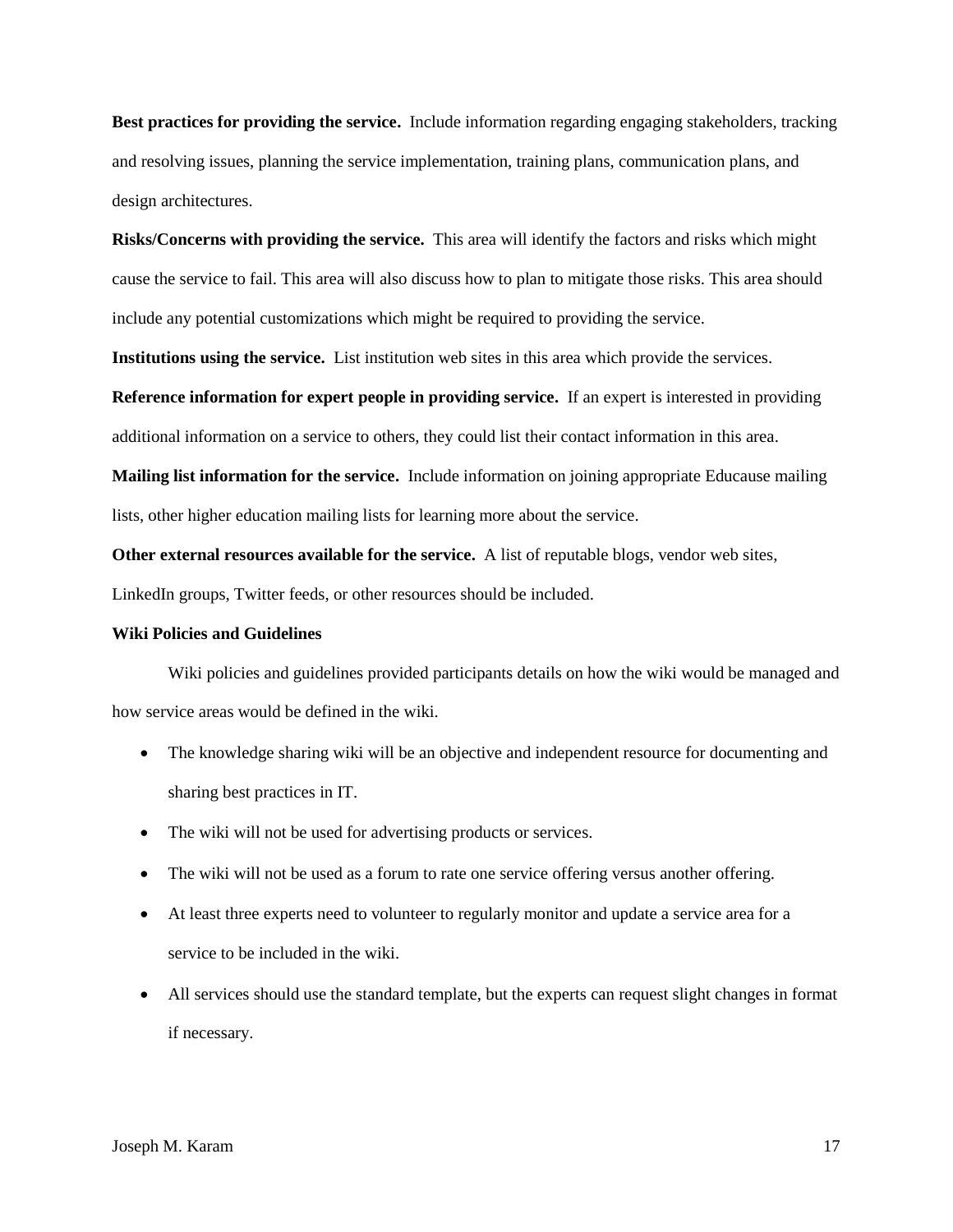**Best practices for providing the service.** Include information regarding engaging stakeholders, tracking and resolving issues, planning the service implementation, training plans, communication plans, and design architectures.

**Risks/Concerns with providing the service.** This area will identify the factors and risks which might cause the service to fail. This area will also discuss how to plan to mitigate those risks. This area should include any potential customizations which might be required to providing the service.

**Institutions using the service.** List institution web sites in this area which provide the services.

**Reference information for expert people in providing service.** If an expert is interested in providing additional information on a service to others, they could list their contact information in this area.

**Mailing list information for the service.** Include information on joining appropriate Educause mailing lists, other higher education mailing lists for learning more about the service.

**Other external resources available for the service.** A list of reputable blogs, vendor web sites, LinkedIn groups, Twitter feeds, or other resources should be included.

**Wiki Policies and Guidelines**

Wiki policies and guidelines provided participants details on how the wiki would be managed and how service areas would be defined in the wiki.

- The knowledge sharing wiki will be an objective and independent resource for documenting and sharing best practices in IT.
- The wiki will not be used for advertising products or services.
- The wiki will not be used as a forum to rate one service offering versus another offering.
- At least three experts need to volunteer to regularly monitor and update a service area for a service to be included in the wiki.
- All services should use the standard template, but the experts can request slight changes in format if necessary.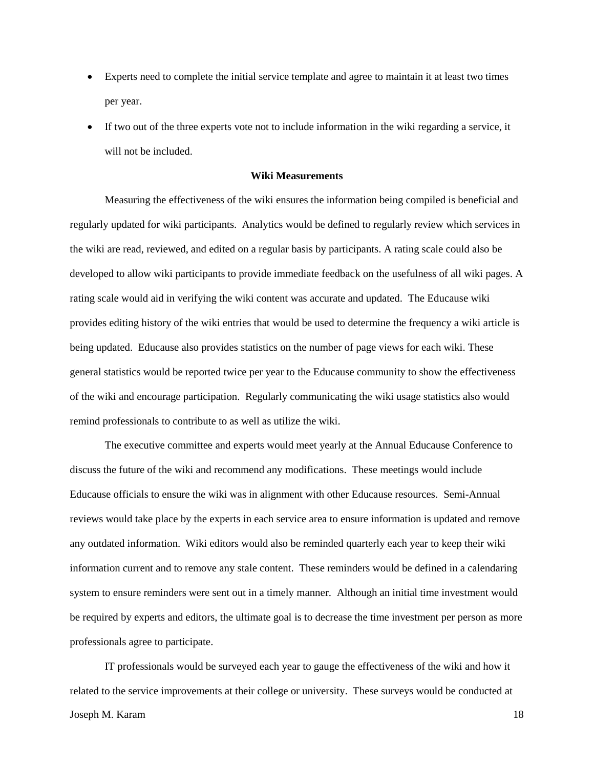- Experts need to complete the initial service template and agree to maintain it at least two times per year.
- If two out of the three experts vote not to include information in the wiki regarding a service, it will not be included.

**Wiki Measurements**

Measuring the effectiveness of the wiki ensures the information being compiled is beneficial and regularly updated for wiki participants. Analytics would be defined to regularly review which services in the wiki are read, reviewed, and edited on a regular basis by participants. A rating scale could also be developed to allow wiki participants to provide immediate feedback on the usefulness of all wiki pages. A rating scale would aid in verifying the wiki content was accurate and updated. The Educause wiki provides editing history of the wiki entries that would be used to determine the frequency a wiki article is being updated. Educause also provides statistics on the number of page views for each wiki. These general statistics would be reported twice per year to the Educause community to show the effectiveness of the wiki and encourage participation. Regularly communicating the wiki usage statistics also would remind professionals to contribute to as well as utilize the wiki.

The executive committee and experts would meet yearly at the Annual Educause Conference to discuss the future of the wiki and recommend any modifications. These meetings would include Educause officials to ensure the wiki was in alignment with other Educause resources. Semi-Annual reviews would take place by the experts in each service area to ensure information is updated and remove any outdated information. Wiki editors would also be reminded quarterly each year to keep their wiki information current and to remove any stale content. These reminders would be defined in a calendaring system to ensure reminders were sent out in a timely manner. Although an initial time investment would be required by experts and editors, the ultimate goal is to decrease the time investment per person as more professionals agree to participate.

IT professionals would be surveyed each year to gauge the effectiveness of the wiki and how it related to the service improvements at their college or university. These surveys would be conducted at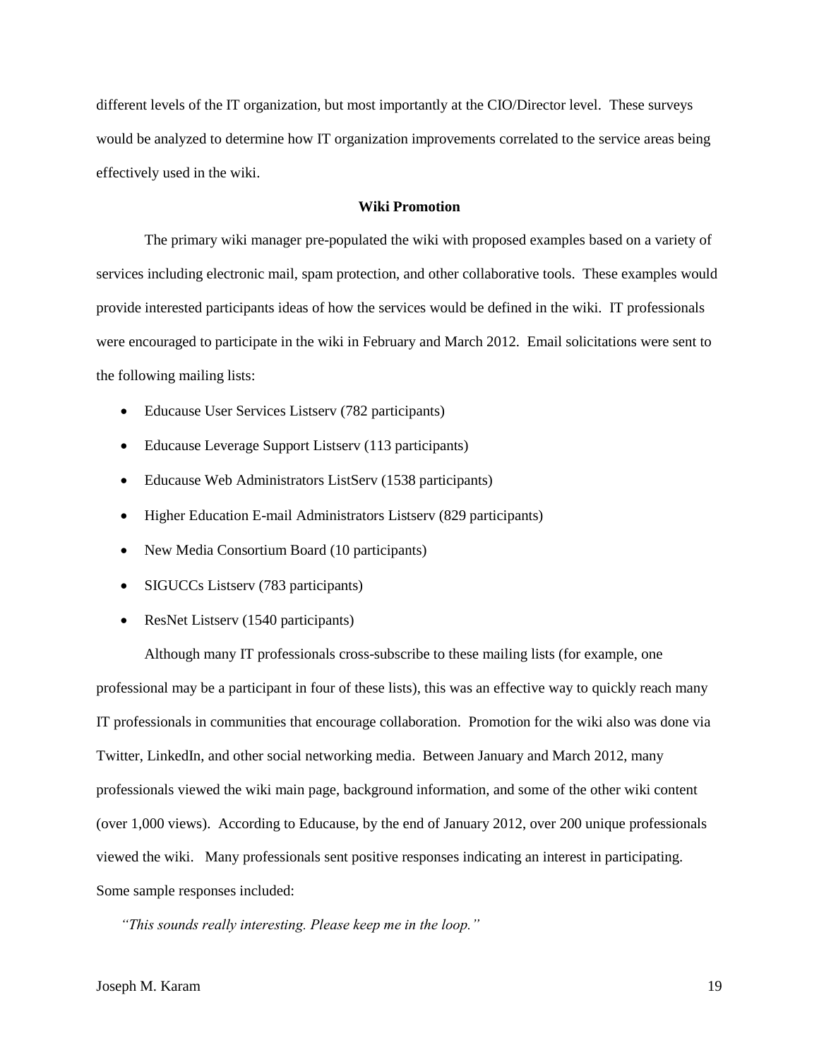different levels of the IT organization, but most importantly at the CIO/Director level. These surveys would be analyzed to determine how IT organization improvements correlated to the service areas being effectively used in the wiki.

### Wiki Promotion

The primary wiki manager pre-populated the wiki with proposed examples based on a variety of services including electronic mail, spam protection, and other collaborative tools. These examples would provide interested participants ideas of how the services would be defined in the wiki. IT professionals were encouraged to participate in the wiki in February and March 2012. Email solicitations were sent to the following mailing lists:

- Educause User Services Listserv (782 participants)
- Educause Leverage Support Listserv (113 participants)
- Educause Web Administrators ListServ (1538 participants)
- Higher Education E-mail Administrators Listserv (829 participants)
- New Media Consortium Board (10 participants)
- SIGUCCs Listserv (783 participants)
- ResNet Listserv (1540 participants)

Although many IT professionals cross-subscribe to these mailing lists (for example, one professional may be a participant in four of these lists), this was an effective way to quickly reach many IT professionals in communities that encourage collaboration. Promotion for the wiki also was done via Twitter, LinkedIn, and other social networking media. Between January and March 2012, many professionals viewed the wiki main page, background information, and some of the other wiki content (over 1,000 views). According to Educause, by the end of January 2012, over 200 unique professionals viewed the wiki. Many professionals sent positive responses indicating an interest in participating. Some sample responses included:

*"This sounds really interesting. Please keep me in the loop."*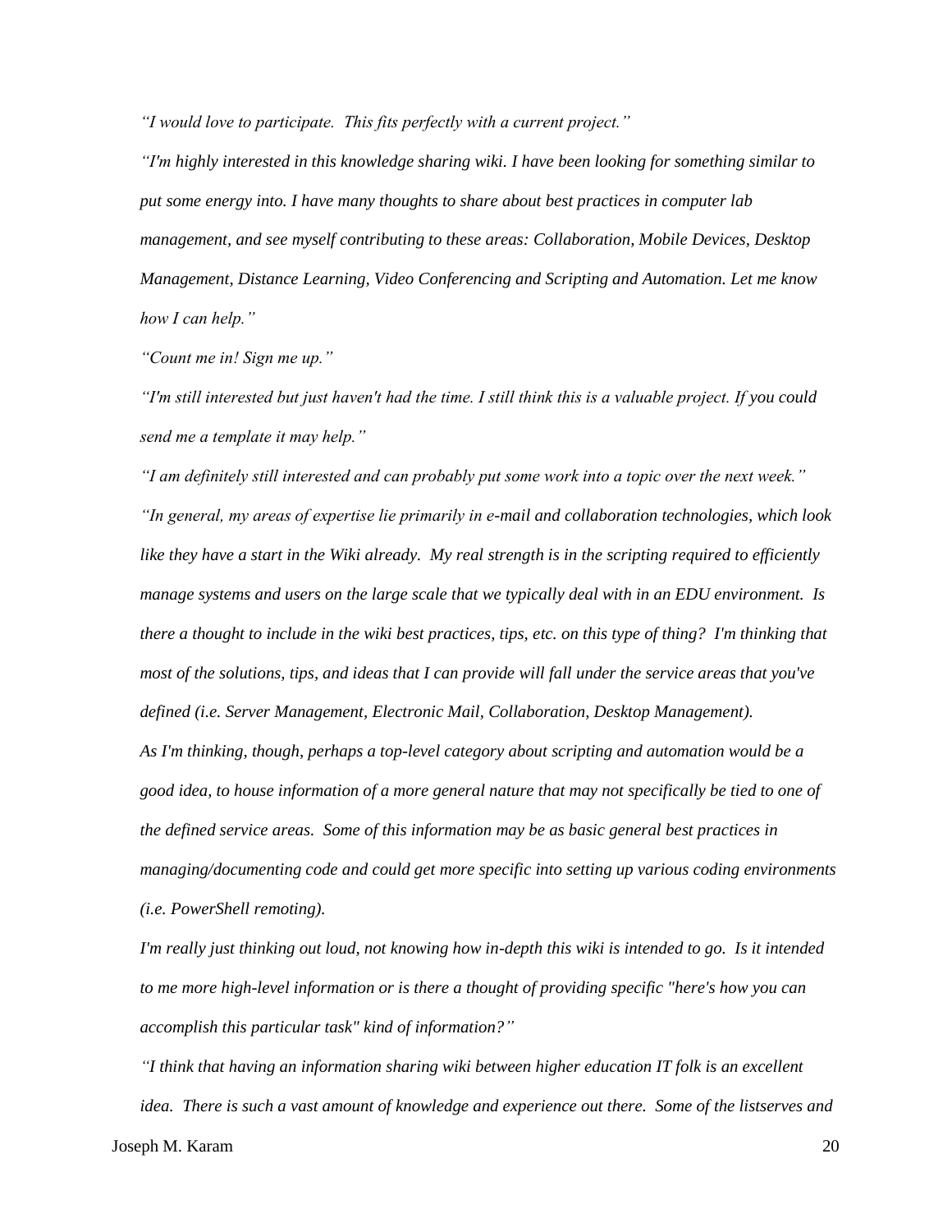*"I would love to participate. This fits perfectly with a current project."*

*"I'm highly interested in this knowledge sharing wiki. I have been looking for something similar to put some energy into. I have many thoughts to share about best practices in computer lab management, and see myself contributing to these areas: Collaboration, Mobile Devices, Desktop Management, Distance Learning, Video Conferencing and Scripting and Automation. Let me know how I can help."*

*"Count me in! Sign me up."*

*"I'm still interested but just haven't had the time. I still think this is a valuable project. If you could send me a template it may help."*

*"I am definitely still interested and can probably put some work into a topic over the next week."*

*"In general, my areas of expertise lie primarily in e-mail and collaboration technologies, which look like they have a start in the Wiki already. My real strength is in the scripting required to efficiently manage systems and users on the large scale that we typically deal with in an EDU environment. Is there a thought to include in the wiki best practices, tips, etc. on this type of thing? I'm thinking that most of the solutions, tips, and ideas that I can provide will fall under the service areas that you've defined (i.e. Server Management, Electronic Mail, Collaboration, Desktop Management).*

*As I'm thinking, though, perhaps a top-level category about scripting and automation would be a good idea, to house information of a more general nature that may not specifically be tied to one of the defined service areas. Some of this information may be as basic general best practices in managing/documenting code and could get more specific into setting up various coding environments (i.e. PowerShell remoting).*

*I'm really just thinking out loud, not knowing how in-depth this wiki is intended to go. Is it intended to me more high-level information or is there a thought of providing specific "here's how you can accomplish this particular task" kind of information?"*

*"I think that having an information sharing wiki between higher education IT folk is an excellent idea. There is such a vast amount of knowledge and experience out there. Some of the listserves and*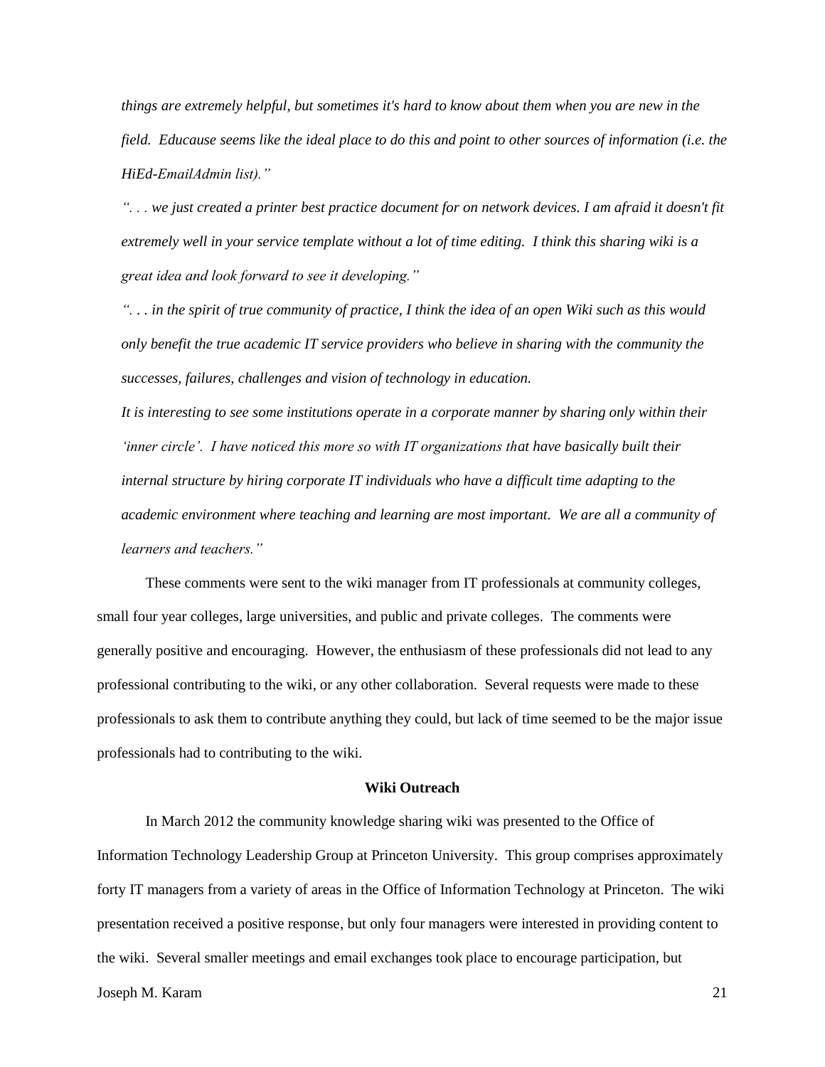*things are extremely helpful, but sometimes it's hard to know about them when you are new in the field. Educause seems like the ideal place to do this and point to other sources of information (i.e. the HiEd-EmailAdmin list)."*

*". . . we just created a printer best practice document for on network devices. I am afraid it doesn't fit extremely well in your service template without a lot of time editing. I think this sharing wiki is a great idea and look forward to see it developing."*

*". . . in the spirit of true community of practice, I think the idea of an open Wiki such as this would only benefit the true academic IT service providers who believe in sharing with the community the successes, failures, challenges and vision of technology in education.*

*It is interesting to see some institutions operate in a corporate manner by sharing only within their 'inner circle'. I have noticed this more so with IT organizations that have basically built their internal structure by hiring corporate IT individuals who have a difficult time adapting to the academic environment where teaching and learning are most important. We are all a community of learners and teachers."*

These comments were sent to the wiki manager from IT professionals at community colleges, small four year colleges, large universities, and public and private colleges. The comments were generally positive and encouraging. However, the enthusiasm of these professionals did not lead to any professional contributing to the wiki, or any other collaboration. Several requests were made to these professionals to ask them to contribute anything they could, but lack of time seemed to be the major issue professionals had to contributing to the wiki.

**Wiki Outreach**

In March 2012 the community knowledge sharing wiki was presented to the Office of Information Technology Leadership Group at Princeton University. This group comprises approximately forty IT managers from a variety of areas in the Office of Information Technology at Princeton. The wiki presentation received a positive response, but only four managers were interested in providing content to the wiki. Several smaller meetings and email exchanges took place to encourage participation, but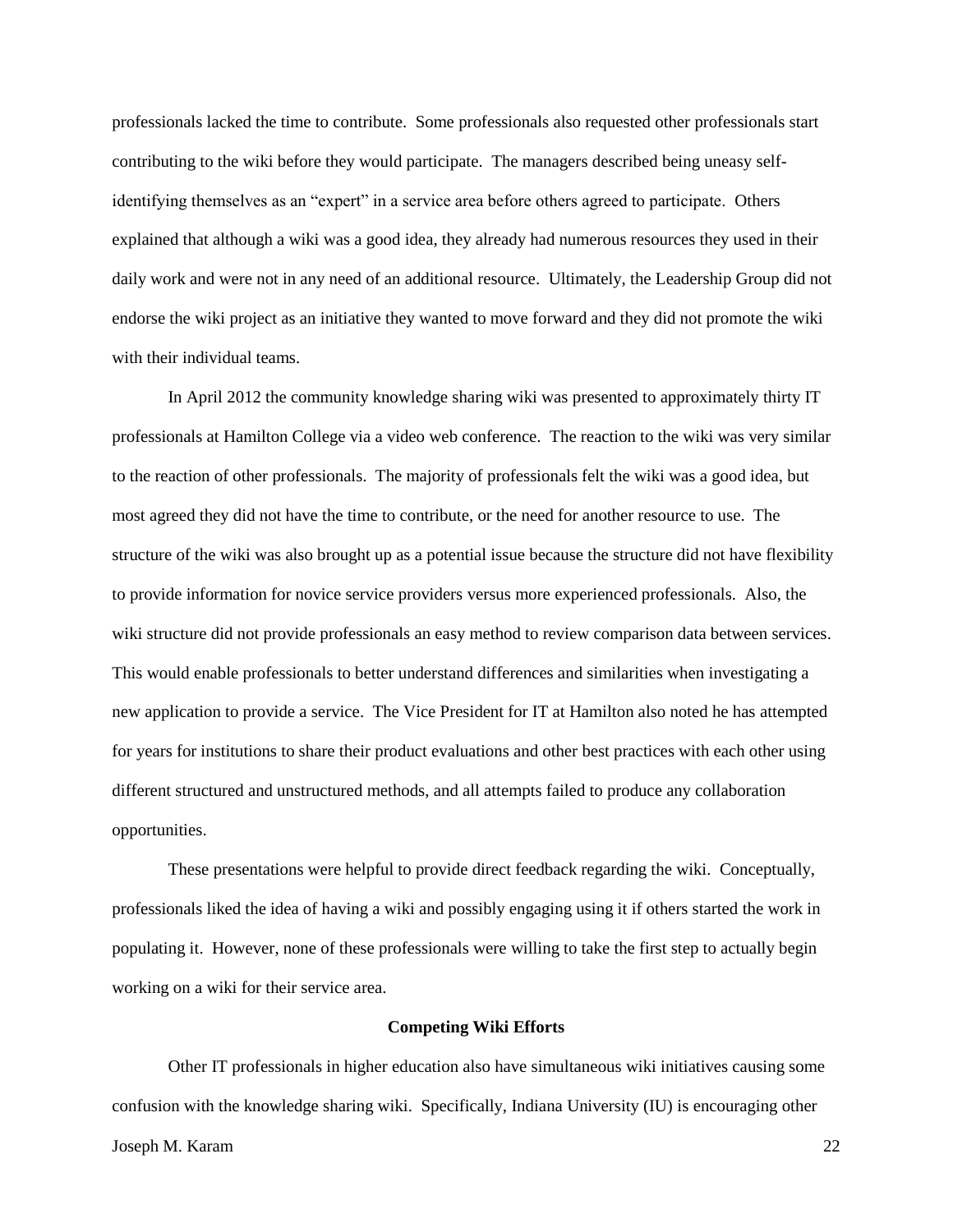professionals lacked the time to contribute. Some professionals also requested other professionals start contributing to the wiki before they would participate. The managers described being uneasy self-identifying themselves as an "expert" in a service area before others agreed to participate. Others explained that although a wiki was a good idea, they already had numerous resources they used in their daily work and were not in any need of an additional resource. Ultimately, the Leadership Group did not endorse the wiki project as an initiative they wanted to move forward and they did not promote the wiki with their individual teams.

In April 2012 the community knowledge sharing wiki was presented to approximately thirty IT professionals at Hamilton College via a video web conference. The reaction to the wiki was very similar to the reaction of other professionals. The majority of professionals felt the wiki was a good idea, but most agreed they did not have the time to contribute, or the need for another resource to use. The structure of the wiki was also brought up as a potential issue because the structure did not have flexibility to provide information for novice service providers versus more experienced professionals. Also, the wiki structure did not provide professionals an easy method to review comparison data between services. This would enable professionals to better understand differences and similarities when investigating a new application to provide a service. The Vice President for IT at Hamilton also noted he has attempted for years for institutions to share their product evaluations and other best practices with each other using different structured and unstructured methods, and all attempts failed to produce any collaboration opportunities.

These presentations were helpful to provide direct feedback regarding the wiki. Conceptually, professionals liked the idea of having a wiki and possibly engaging using it if others started the work in populating it. However, none of these professionals were willing to take the first step to actually begin working on a wiki for their service area.

## Competing Wiki Efforts

Other IT professionals in higher education also have simultaneous wiki initiatives causing some confusion with the knowledge sharing wiki. Specifically, Indiana University (IU) is encouraging other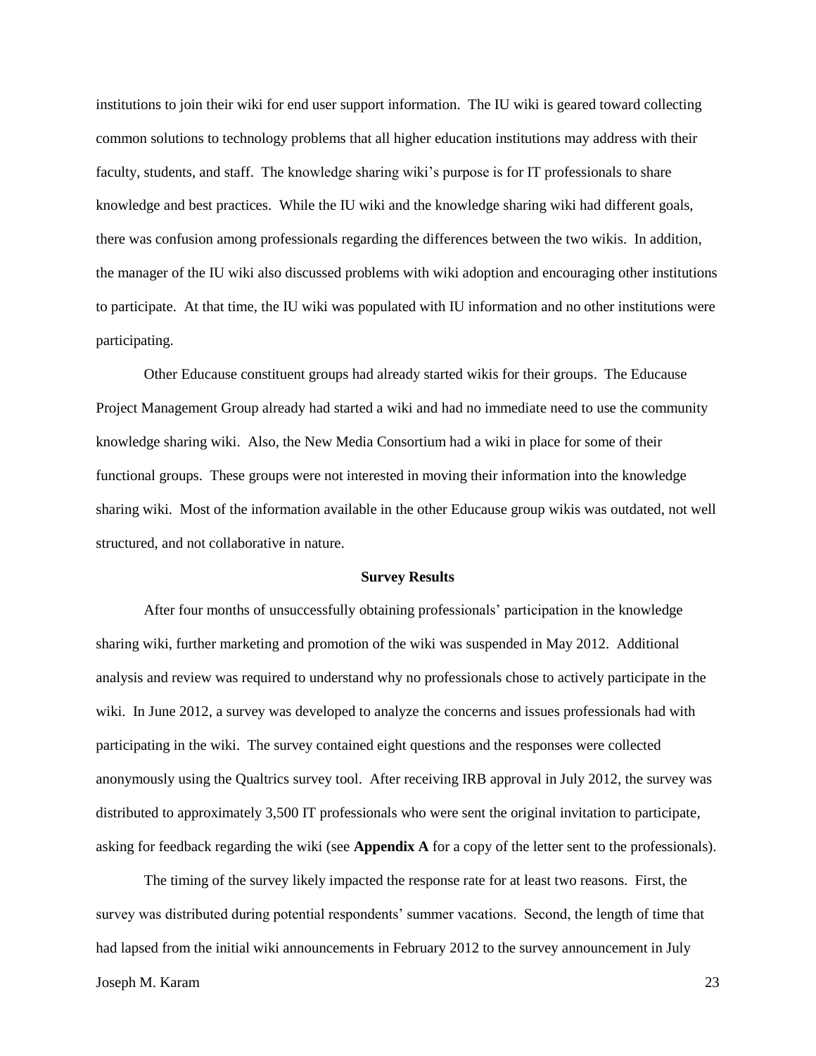institutions to join their wiki for end user support information. The IU wiki is geared toward collecting common solutions to technology problems that all higher education institutions may address with their faculty, students, and staff. The knowledge sharing wiki's purpose is for IT professionals to share knowledge and best practices. While the IU wiki and the knowledge sharing wiki had different goals, there was confusion among professionals regarding the differences between the two wikis. In addition, the manager of the IU wiki also discussed problems with wiki adoption and encouraging other institutions to participate. At that time, the IU wiki was populated with IU information and no other institutions were participating.

Other Educause constituent groups had already started wikis for their groups. The Educause Project Management Group already had started a wiki and had no immediate need to use the community knowledge sharing wiki. Also, the New Media Consortium had a wiki in place for some of their functional groups. These groups were not interested in moving their information into the knowledge sharing wiki. Most of the information available in the other Educause group wikis was outdated, not well structured, and not collaborative in nature.

## Survey Results

After four months of unsuccessfully obtaining professionals' participation in the knowledge sharing wiki, further marketing and promotion of the wiki was suspended in May 2012. Additional analysis and review was required to understand why no professionals chose to actively participate in the wiki. In June 2012, a survey was developed to analyze the concerns and issues professionals had with participating in the wiki. The survey contained eight questions and the responses were collected anonymously using the Qualtrics survey tool. After receiving IRB approval in July 2012, the survey was distributed to approximately 3,500 IT professionals who were sent the original invitation to participate, asking for feedback regarding the wiki (see **Appendix A** for a copy of the letter sent to the professionals).

The timing of the survey likely impacted the response rate for at least two reasons. First, the survey was distributed during potential respondents' summer vacations. Second, the length of time that had lapsed from the initial wiki announcements in February 2012 to the survey announcement in July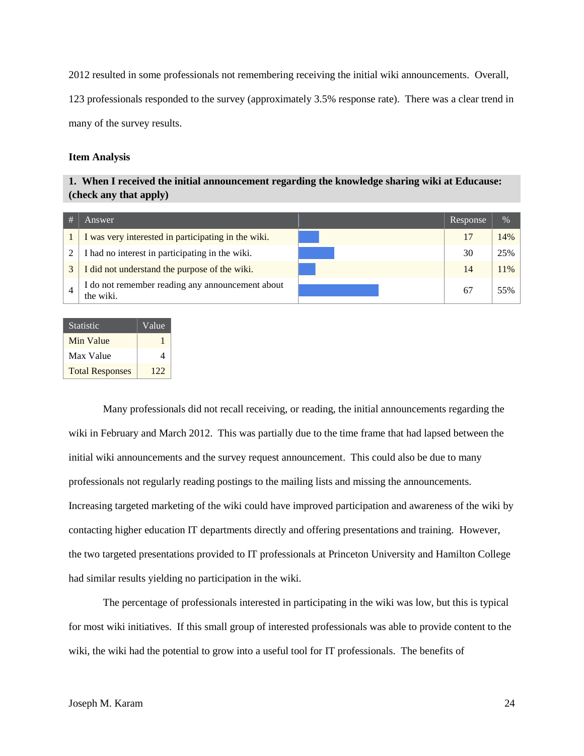2012 resulted in some professionals not remembering receiving the initial wiki announcements. Overall, 123 professionals responded to the survey (approximately 3.5% response rate). There was a clear trend in many of the survey results.

**Item Analysis**

**1. When I received the initial announcement regarding the knowledge sharing wiki at Educause: (check any that apply)**

| # | Answer | | Response | % |
|---|---|---|---|---|
| 1 | I was very interested in participating in the wiki. | | 17 | 14% |
| 2 | I had no interest in participating in the wiki. | | 30 | 25% |
| 3 | I did not understand the purpose of the wiki. | | 14 | 11% |
| 4 | I do not remember reading any announcement about the wiki. | | 67 | 55% |

| Statistic | Value |
|---|---|
| Min Value | 1 |
| Max Value | 4 |
| Total Responses | 122 |

Many professionals did not recall receiving, or reading, the initial announcements regarding the wiki in February and March 2012. This was partially due to the time frame that had lapsed between the initial wiki announcements and the survey request announcement. This could also be due to many professionals not regularly reading postings to the mailing lists and missing the announcements. Increasing targeted marketing of the wiki could have improved participation and awareness of the wiki by contacting higher education IT departments directly and offering presentations and training. However, the two targeted presentations provided to IT professionals at Princeton University and Hamilton College had similar results yielding no participation in the wiki.

The percentage of professionals interested in participating in the wiki was low, but this is typical for most wiki initiatives. If this small group of interested professionals was able to provide content to the wiki, the wiki had the potential to grow into a useful tool for IT professionals. The benefits of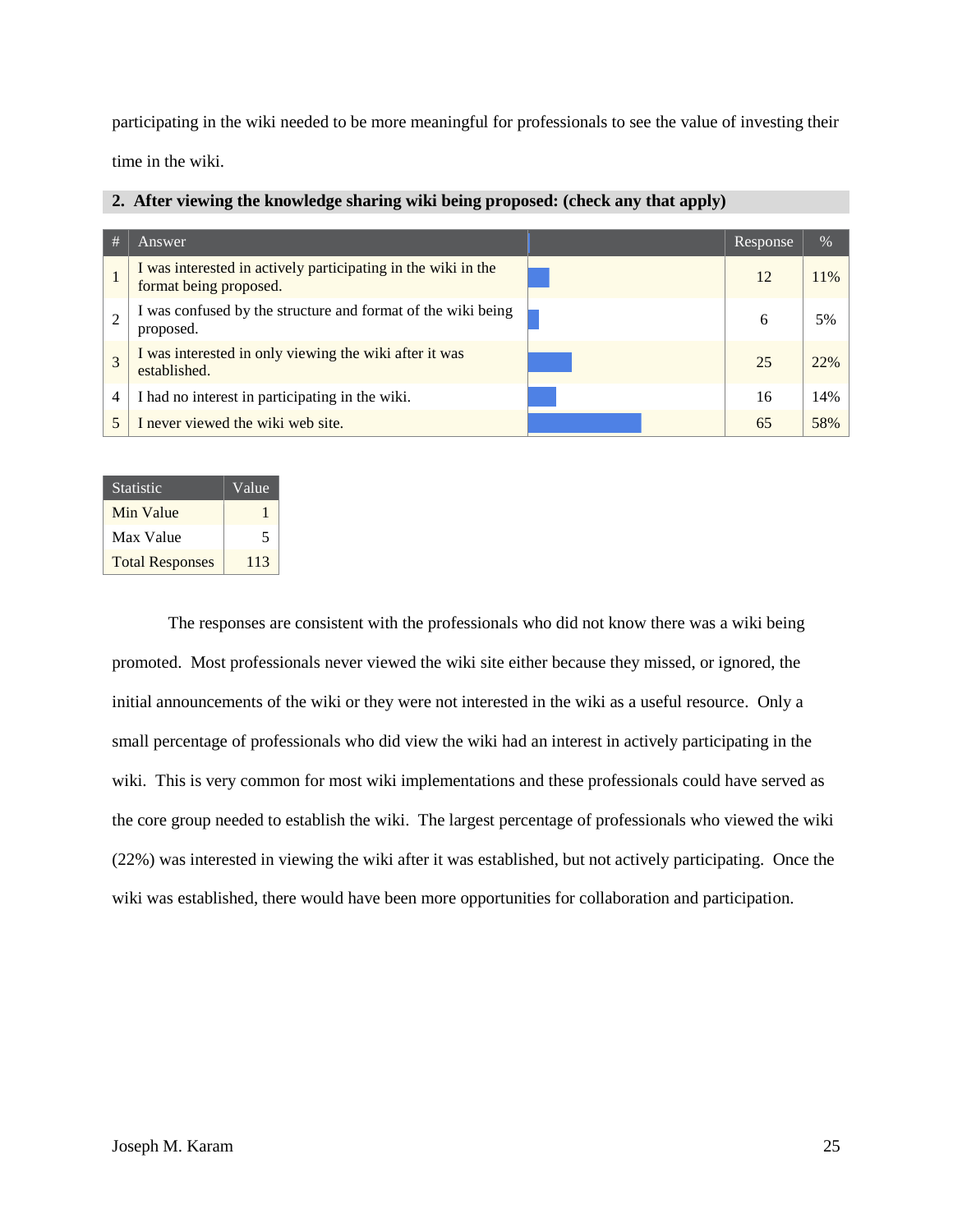participating in the wiki needed to be more meaningful for professionals to see the value of investing their time in the wiki.

**2. After viewing the knowledge sharing wiki being proposed: (check any that apply)**

| # | Answer | | Response | % |
|---|---|---|---|---|
| 1 | I was interested in actively participating in the wiki in the format being proposed. | | 12 | 11% |
| 2 | I was confused by the structure and format of the wiki being proposed. | | 6 | 5% |
| 3 | I was interested in only viewing the wiki after it was established. | | 25 | 22% |
| 4 | I had no interest in participating in the wiki. | | 16 | 14% |
| 5 | I never viewed the wiki web site. | | 65 | 58% |

| Statistic | Value |
|---|---|
| Min Value | 1 |
| Max Value | 5 |
| Total Responses | 113 |

The responses are consistent with the professionals who did not know there was a wiki being promoted. Most professionals never viewed the wiki site either because they missed, or ignored, the initial announcements of the wiki or they were not interested in the wiki as a useful resource. Only a small percentage of professionals who did view the wiki had an interest in actively participating in the wiki. This is very common for most wiki implementations and these professionals could have served as the core group needed to establish the wiki. The largest percentage of professionals who viewed the wiki (22%) was interested in viewing the wiki after it was established, but not actively participating. Once the wiki was established, there would have been more opportunities for collaboration and participation.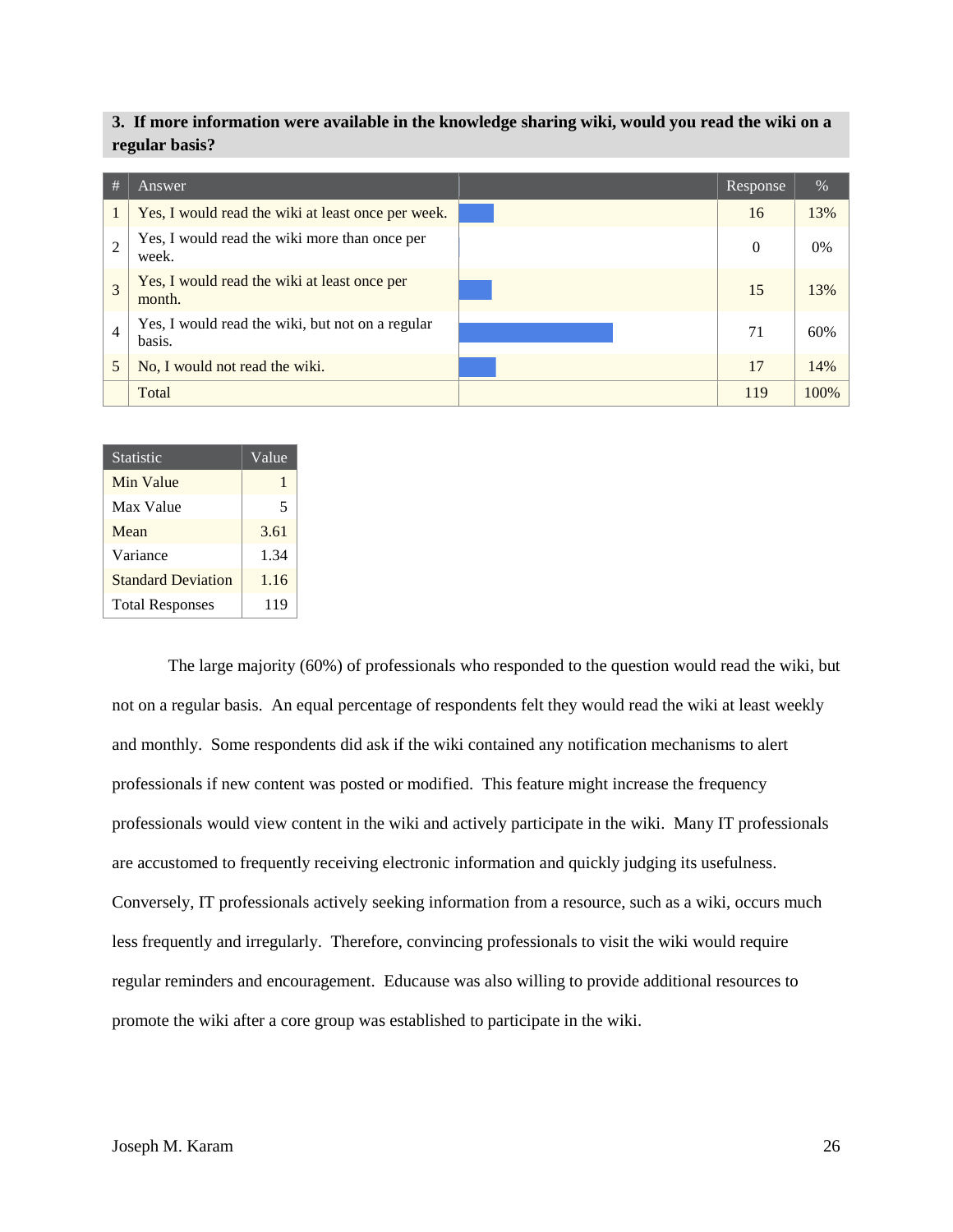**3. If more information were available in the knowledge sharing wiki, would you read the wiki on a regular basis?**

| # | Answer | | Response | % |
|---|---|---|---|---|
| 1 | Yes, I would read the wiki at least once per week. | | 16 | 13% |
| 2 | Yes, I would read the wiki more than once per week. | | 0 | 0% |
| 3 | Yes, I would read the wiki at least once per month. | | 15 | 13% |
| 4 | Yes, I would read the wiki, but not on a regular basis. | | 71 | 60% |
| 5 | No, I would not read the wiki. | | 17 | 14% |
| | Total | | 119 | 100% |

| Statistic | Value |
|---|---|
| Min Value | 1 |
| Max Value | 5 |
| Mean | 3.61 |
| Variance | 1.34 |
| Standard Deviation | 1.16 |
| Total Responses | 119 |

The large majority (60%) of professionals who responded to the question would read the wiki, but not on a regular basis. An equal percentage of respondents felt they would read the wiki at least weekly and monthly. Some respondents did ask if the wiki contained any notification mechanisms to alert professionals if new content was posted or modified. This feature might increase the frequency professionals would view content in the wiki and actively participate in the wiki. Many IT professionals are accustomed to frequently receiving electronic information and quickly judging its usefulness. Conversely, IT professionals actively seeking information from a resource, such as a wiki, occurs much less frequently and irregularly. Therefore, convincing professionals to visit the wiki would require regular reminders and encouragement. Educause was also willing to provide additional resources to promote the wiki after a core group was established to participate in the wiki.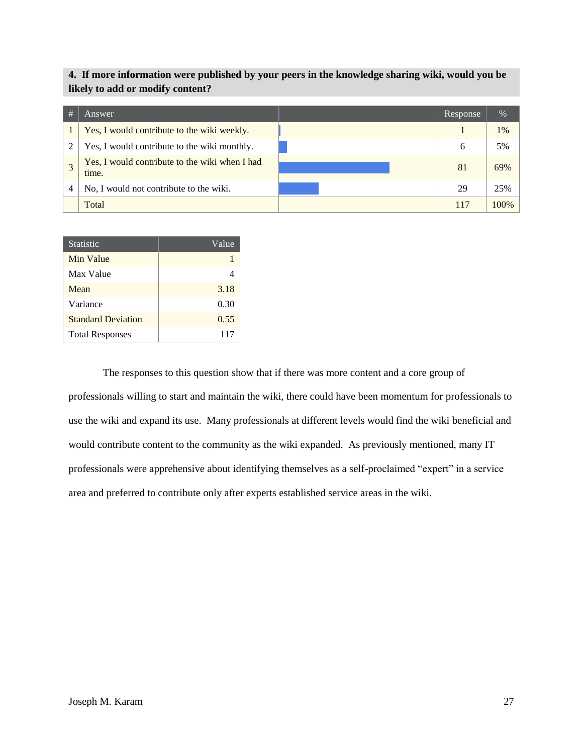**4. If more information were published by your peers in the knowledge sharing wiki, would you be likely to add or modify content?**

| # | Answer | | Response | % |
|---|---|---|---|---|
| 1 | Yes, I would contribute to the wiki weekly. | | 1 | 1% |
| 2 | Yes, I would contribute to the wiki monthly. | | 6 | 5% |
| 3 | Yes, I would contribute to the wiki when I had time. | | 81 | 69% |
| 4 | No, I would not contribute to the wiki. | | 29 | 25% |
| | Total | | 117 | 100% |

| Statistic | Value |
|---|---|
| Min Value | 1 |
| Max Value | 4 |
| Mean | 3.18 |
| Variance | 0.30 |
| Standard Deviation | 0.55 |
| Total Responses | 117 |

The responses to this question show that if there was more content and a core group of professionals willing to start and maintain the wiki, there could have been momentum for professionals to use the wiki and expand its use. Many professionals at different levels would find the wiki beneficial and would contribute content to the community as the wiki expanded. As previously mentioned, many IT professionals were apprehensive about identifying themselves as a self-proclaimed "expert" in a service area and preferred to contribute only after experts established service areas in the wiki.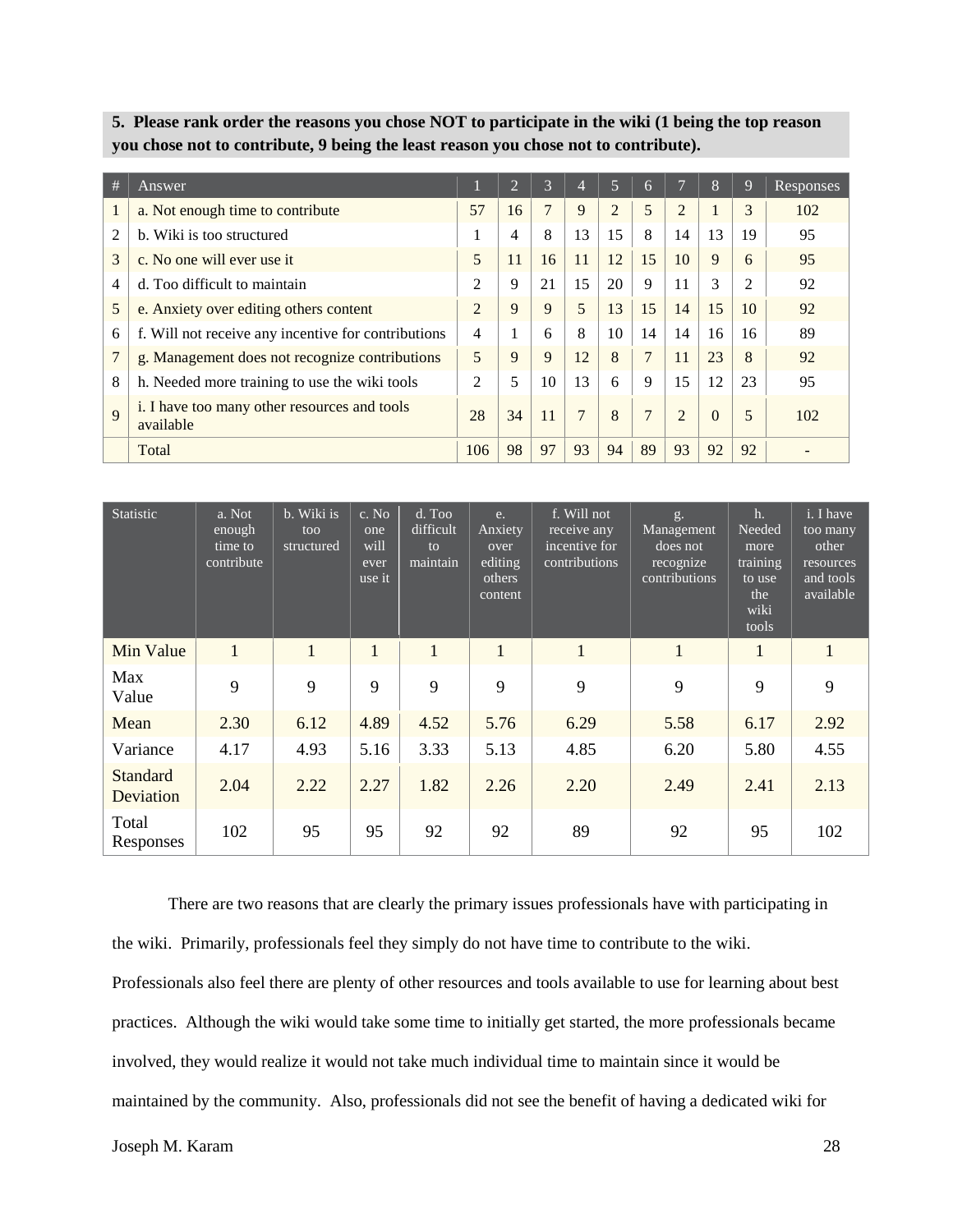**5. Please rank order the reasons you chose NOT to participate in the wiki (1 being the top reason you chose not to contribute, 9 being the least reason you chose not to contribute).**

| # | Answer | 1 | 2 | 3 | 4 | 5 | 6 | 7 | 8 | 9 | Responses |
|---|---|---|---|---|---|---|---|---|---|---|---|
| 1 | a. Not enough time to contribute | 57 | 16 | 7 | 9 | 2 | 5 | 2 | 1 | 3 | 102 |
| 2 | b. Wiki is too structured | 1 | 4 | 8 | 13 | 15 | 8 | 14 | 13 | 19 | 95 |
| 3 | c. No one will ever use it | 5 | 11 | 16 | 11 | 12 | 15 | 10 | 9 | 6 | 95 |
| 4 | d. Too difficult to maintain | 2 | 9 | 21 | 15 | 20 | 9 | 11 | 3 | 2 | 92 |
| 5 | e. Anxiety over editing others content | 2 | 9 | 9 | 5 | 13 | 15 | 14 | 15 | 10 | 92 |
| 6 | f. Will not receive any incentive for contributions | 4 | 1 | 6 | 8 | 10 | 14 | 14 | 16 | 16 | 89 |
| 7 | g. Management does not recognize contributions | 5 | 9 | 9 | 12 | 8 | 7 | 11 | 23 | 8 | 92 |
| 8 | h. Needed more training to use the wiki tools | 2 | 5 | 10 | 13 | 6 | 9 | 15 | 12 | 23 | 95 |
| 9 | i. I have too many other resources and tools available | 28 | 34 | 11 | 7 | 8 | 7 | 2 | 0 | 5 | 102 |
| | Total | 106 | 98 | 97 | 93 | 94 | 89 | 93 | 92 | 92 | - |

| Statistic | a. Not enough time to contribute | b. Wiki is too structured | c. No one will ever use it | d. Too difficult to maintain | e. Anxiety over editing others content | f. Will not receive any incentive for contributions | g. Management does not recognize contributions | h. Needed more training to use the wiki tools | i. I have too many other resources and tools available |
|---|---|---|---|---|---|---|---|---|---|
| Min Value | 1 | 1 | 1 | 1 | 1 | 1 | 1 | 1 | 1 |
| Max Value | 9 | 9 | 9 | 9 | 9 | 9 | 9 | 9 | 9 |
| Mean | 2.30 | 6.12 | 4.89 | 4.52 | 5.76 | 6.29 | 5.58 | 6.17 | 2.92 |
| Variance | 4.17 | 4.93 | 5.16 | 3.33 | 5.13 | 4.85 | 6.20 | 5.80 | 4.55 |
| Standard Deviation | 2.04 | 2.22 | 2.27 | 1.82 | 2.26 | 2.20 | 2.49 | 2.41 | 2.13 |
| Total Responses | 102 | 95 | 95 | 92 | 92 | 89 | 92 | 95 | 102 |

There are two reasons that are clearly the primary issues professionals have with participating in the wiki. Primarily, professionals feel they simply do not have time to contribute to the wiki. Professionals also feel there are plenty of other resources and tools available to use for learning about best practices. Although the wiki would take some time to initially get started, the more professionals became involved, they would realize it would not take much individual time to maintain since it would be maintained by the community. Also, professionals did not see the benefit of having a dedicated wiki for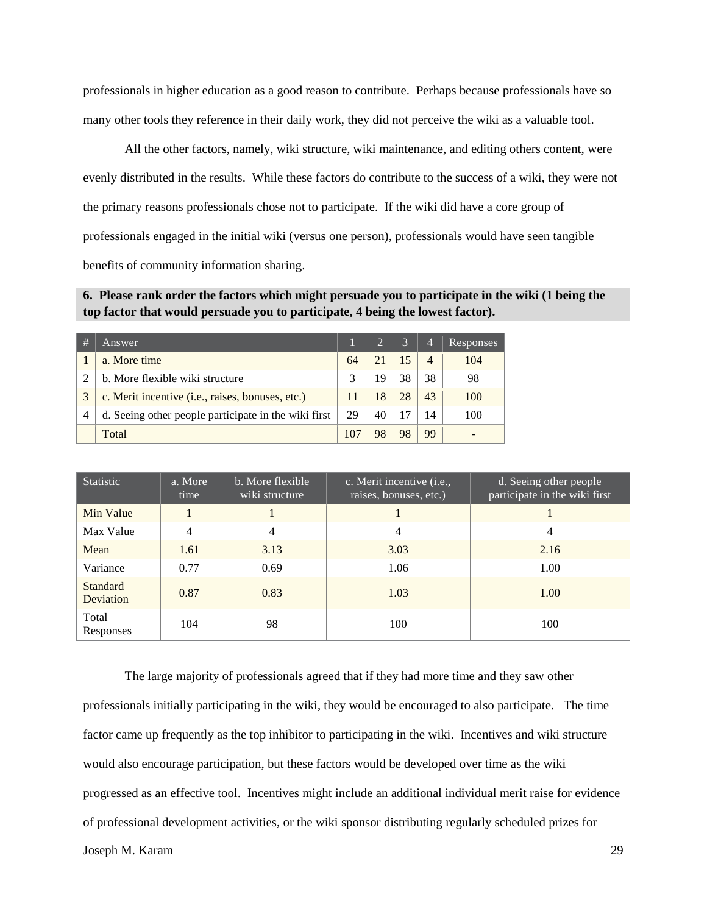professionals in higher education as a good reason to contribute. Perhaps because professionals have so many other tools they reference in their daily work, they did not perceive the wiki as a valuable tool.

All the other factors, namely, wiki structure, wiki maintenance, and editing others content, were evenly distributed in the results. While these factors do contribute to the success of a wiki, they were not the primary reasons professionals chose not to participate. If the wiki did have a core group of professionals engaged in the initial wiki (versus one person), professionals would have seen tangible benefits of community information sharing.

**6. Please rank order the factors which might persuade you to participate in the wiki (1 being the top factor that would persuade you to participate, 4 being the lowest factor).**

| # | Answer | 1 | 2 | 3 | 4 | Responses |
|---|---|---|---|---|---|---|
| 1 | a. More time | 64 | 21 | 15 | 4 | 104 |
| 2 | b. More flexible wiki structure | 3 | 19 | 38 | 38 | 98 |
| 3 | c. Merit incentive (i.e., raises, bonuses, etc.) | 11 | 18 | 28 | 43 | 100 |
| 4 | d. Seeing other people participate in the wiki first | 29 | 40 | 17 | 14 | 100 |
| | Total | 107 | 98 | 98 | 99 | - |

| Statistic | a. More time | b. More flexible wiki structure | c. Merit incentive (i.e., raises, bonuses, etc.) | d. Seeing other people participate in the wiki first |
|---|---|---|---|---|
| Min Value | 1 | 1 | 1 | 1 |
| Max Value | 4 | 4 | 4 | 4 |
| Mean | 1.61 | 3.13 | 3.03 | 2.16 |
| Variance | 0.77 | 0.69 | 1.06 | 1.00 |
| Standard Deviation | 0.87 | 0.83 | 1.03 | 1.00 |
| Total Responses | 104 | 98 | 100 | 100 |

The large majority of professionals agreed that if they had more time and they saw other professionals initially participating in the wiki, they would be encouraged to also participate. The time factor came up frequently as the top inhibitor to participating in the wiki. Incentives and wiki structure would also encourage participation, but these factors would be developed over time as the wiki progressed as an effective tool. Incentives might include an additional individual merit raise for evidence of professional development activities, or the wiki sponsor distributing regularly scheduled prizes for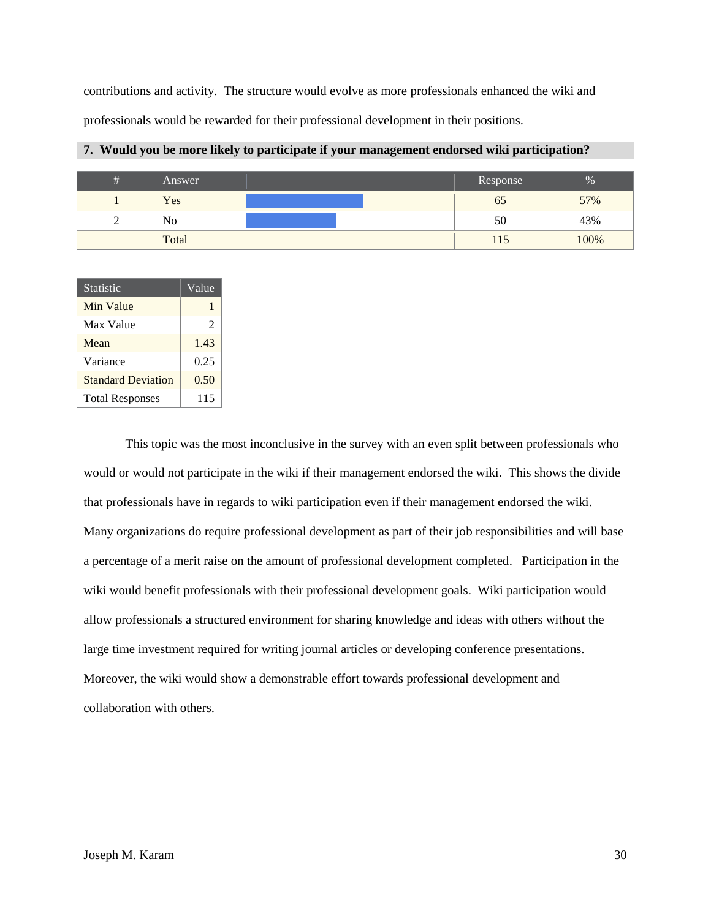contributions and activity. The structure would evolve as more professionals enhanced the wiki and professionals would be rewarded for their professional development in their positions.

**7. Would you be more likely to participate if your management endorsed wiki participation?**

| # | Answer | | Response | % |
|---|---|---|---|---|
| 1 | Yes | | 65 | 57% |
| 2 | No | | 50 | 43% |
| | Total | | 115 | 100% |

| Statistic | Value |
|---|---|
| Min Value | 1 |
| Max Value | 2 |
| Mean | 1.43 |
| Variance | 0.25 |
| Standard Deviation | 0.50 |
| Total Responses | 115 |

This topic was the most inconclusive in the survey with an even split between professionals who would or would not participate in the wiki if their management endorsed the wiki. This shows the divide that professionals have in regards to wiki participation even if their management endorsed the wiki. Many organizations do require professional development as part of their job responsibilities and will base a percentage of a merit raise on the amount of professional development completed. Participation in the wiki would benefit professionals with their professional development goals. Wiki participation would allow professionals a structured environment for sharing knowledge and ideas with others without the large time investment required for writing journal articles or developing conference presentations. Moreover, the wiki would show a demonstrable effort towards professional development and collaboration with others.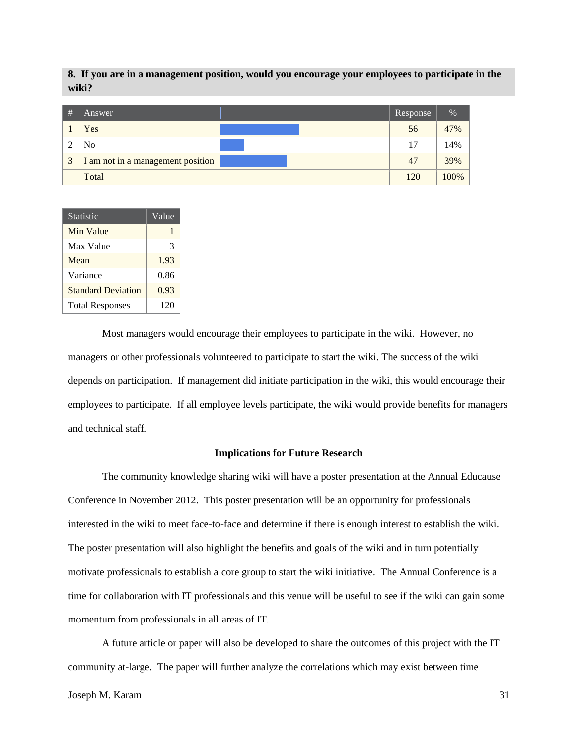**8. If you are in a management position, would you encourage your employees to participate in the wiki?**

| # | Answer | | Response | % |
|---|---|---|---|---|
| 1 | Yes | | 56 | 47% |
| 2 | No | | 17 | 14% |
| 3 | I am not in a management position | | 47 | 39% |
| | Total | | 120 | 100% |

| Statistic | Value |
|---|---|
| Min Value | 1 |
| Max Value | 3 |
| Mean | 1.93 |
| Variance | 0.86 |
| Standard Deviation | 0.93 |
| Total Responses | 120 |

Most managers would encourage their employees to participate in the wiki. However, no managers or other professionals volunteered to participate to start the wiki. The success of the wiki depends on participation. If management did initiate participation in the wiki, this would encourage their employees to participate. If all employee levels participate, the wiki would provide benefits for managers and technical staff.

### Implications for Future Research

The community knowledge sharing wiki will have a poster presentation at the Annual Educause Conference in November 2012. This poster presentation will be an opportunity for professionals interested in the wiki to meet face-to-face and determine if there is enough interest to establish the wiki. The poster presentation will also highlight the benefits and goals of the wiki and in turn potentially motivate professionals to establish a core group to start the wiki initiative. The Annual Conference is a time for collaboration with IT professionals and this venue will be useful to see if the wiki can gain some momentum from professionals in all areas of IT.

A future article or paper will also be developed to share the outcomes of this project with the IT community at-large. The paper will further analyze the correlations which may exist between time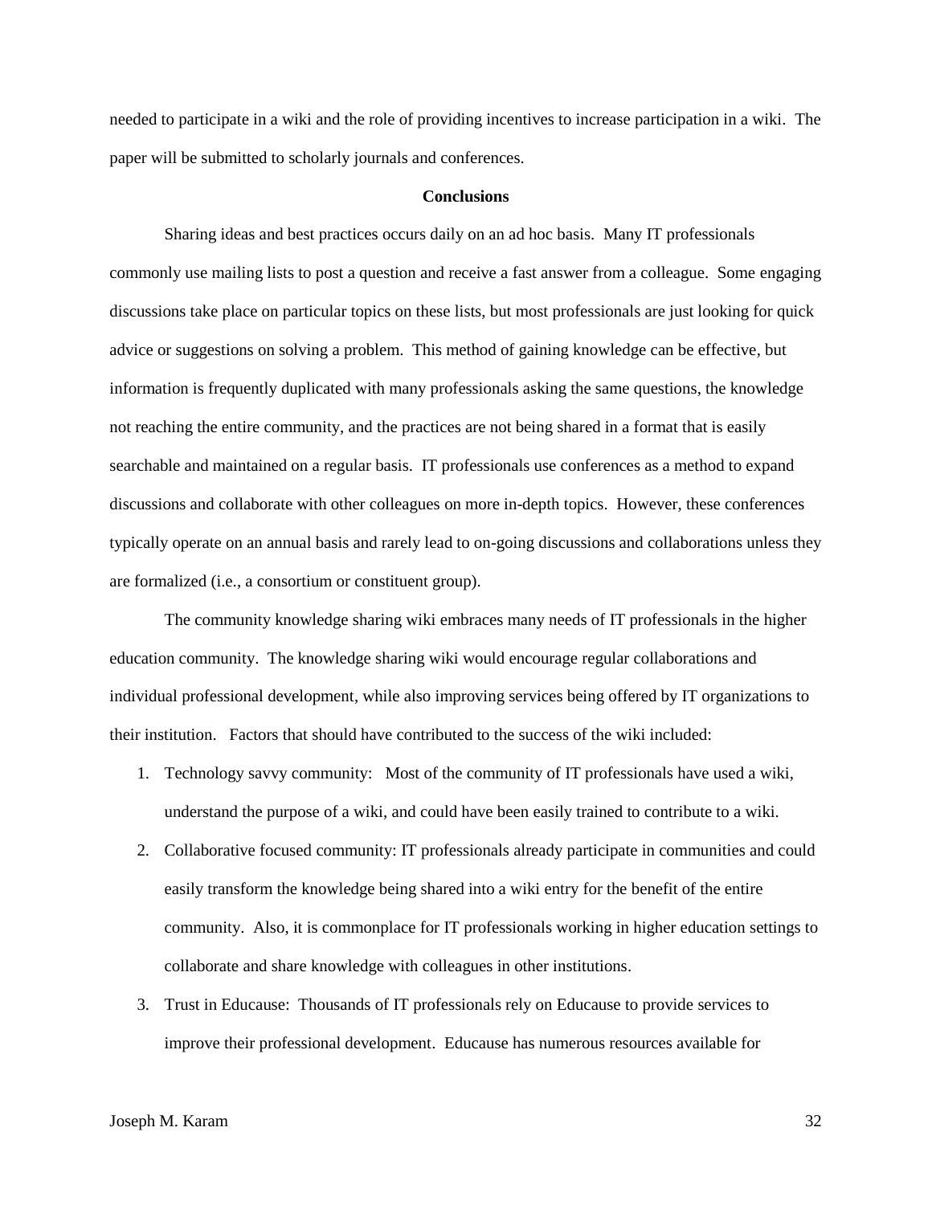needed to participate in a wiki and the role of providing incentives to increase participation in a wiki. The paper will be submitted to scholarly journals and conferences.

## Conclusions

Sharing ideas and best practices occurs daily on an ad hoc basis. Many IT professionals commonly use mailing lists to post a question and receive a fast answer from a colleague. Some engaging discussions take place on particular topics on these lists, but most professionals are just looking for quick advice or suggestions on solving a problem. This method of gaining knowledge can be effective, but information is frequently duplicated with many professionals asking the same questions, the knowledge not reaching the entire community, and the practices are not being shared in a format that is easily searchable and maintained on a regular basis. IT professionals use conferences as a method to expand discussions and collaborate with other colleagues on more in-depth topics. However, these conferences typically operate on an annual basis and rarely lead to on-going discussions and collaborations unless they are formalized (i.e., a consortium or constituent group).

The community knowledge sharing wiki embraces many needs of IT professionals in the higher education community. The knowledge sharing wiki would encourage regular collaborations and individual professional development, while also improving services being offered by IT organizations to their institution. Factors that should have contributed to the success of the wiki included:

1. Technology savvy community: Most of the community of IT professionals have used a wiki, understand the purpose of a wiki, and could have been easily trained to contribute to a wiki.
2. Collaborative focused community: IT professionals already participate in communities and could easily transform the knowledge being shared into a wiki entry for the benefit of the entire community. Also, it is commonplace for IT professionals working in higher education settings to collaborate and share knowledge with colleagues in other institutions.
3. Trust in Educause: Thousands of IT professionals rely on Educause to provide services to improve their professional development. Educause has numerous resources available for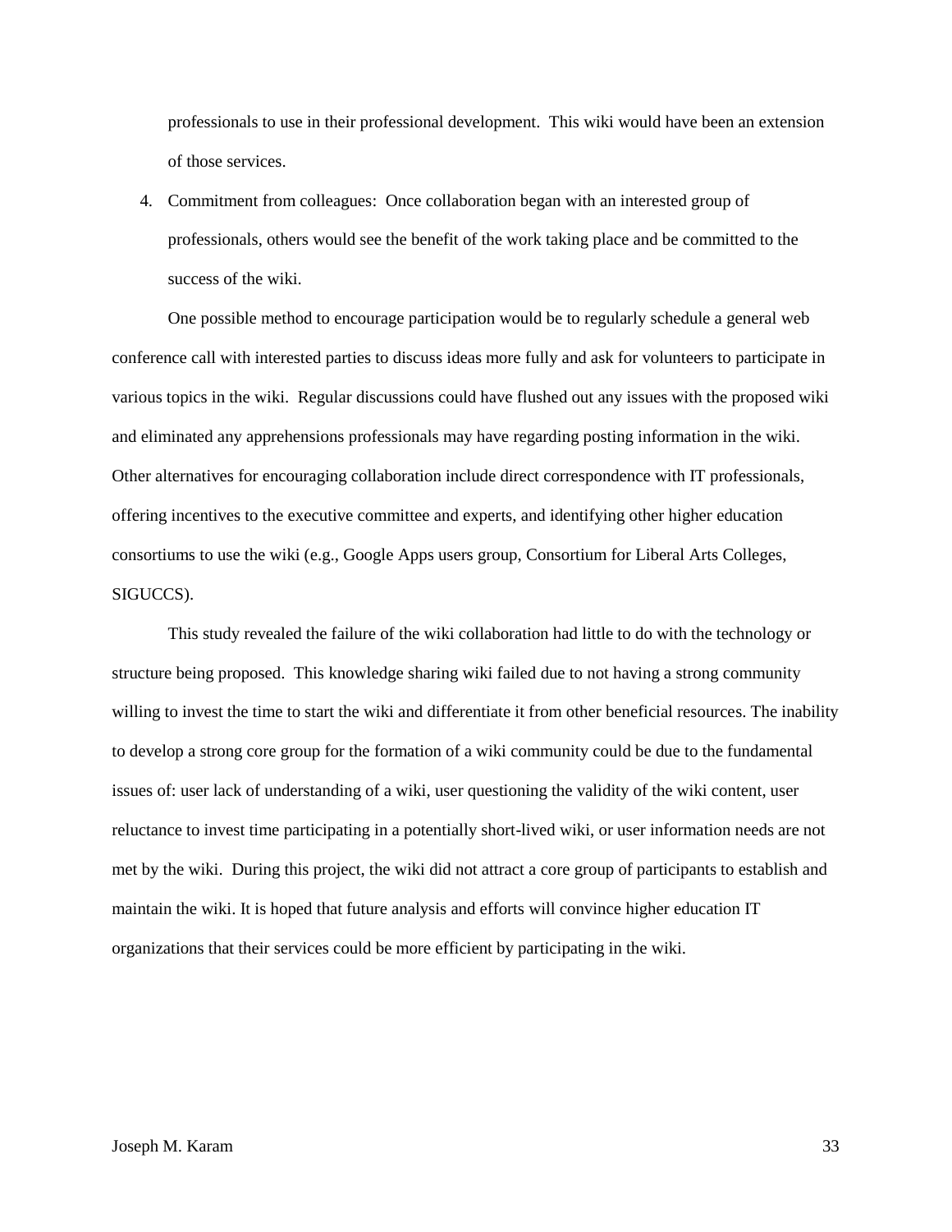professionals to use in their professional development. This wiki would have been an extension of those services.

4. Commitment from colleagues: Once collaboration began with an interested group of professionals, others would see the benefit of the work taking place and be committed to the success of the wiki.

One possible method to encourage participation would be to regularly schedule a general web conference call with interested parties to discuss ideas more fully and ask for volunteers to participate in various topics in the wiki. Regular discussions could have flushed out any issues with the proposed wiki and eliminated any apprehensions professionals may have regarding posting information in the wiki. Other alternatives for encouraging collaboration include direct correspondence with IT professionals, offering incentives to the executive committee and experts, and identifying other higher education consortiums to use the wiki (e.g., Google Apps users group, Consortium for Liberal Arts Colleges, SIGUCCS).

This study revealed the failure of the wiki collaboration had little to do with the technology or structure being proposed. This knowledge sharing wiki failed due to not having a strong community willing to invest the time to start the wiki and differentiate it from other beneficial resources. The inability to develop a strong core group for the formation of a wiki community could be due to the fundamental issues of: user lack of understanding of a wiki, user questioning the validity of the wiki content, user reluctance to invest time participating in a potentially short-lived wiki, or user information needs are not met by the wiki. During this project, the wiki did not attract a core group of participants to establish and maintain the wiki. It is hoped that future analysis and efforts will convince higher education IT organizations that their services could be more efficient by participating in the wiki.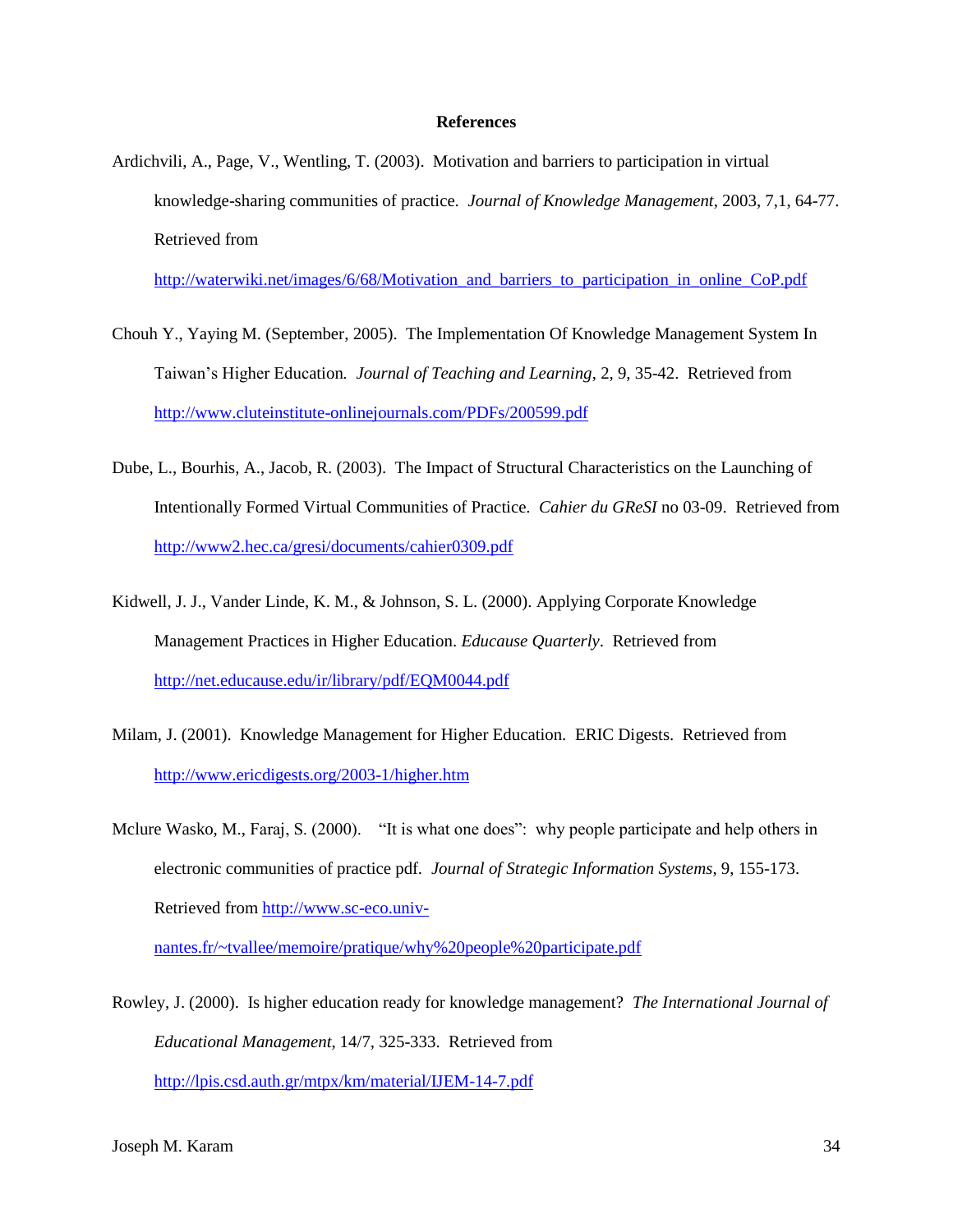# References

Ardichvili, A., Page, V., Wentling, T. (2003). Motivation and barriers to participation in virtual knowledge-sharing communities of practice. *Journal of Knowledge Management*, 2003, 7,1, 64-77. Retrieved from http://waterwiki.net/images/6/68/Motivation_and_barriers_to_participation_in_online_CoP.pdf

Chouh Y., Yaying M. (September, 2005). The Implementation Of Knowledge Management System In Taiwan's Higher Education. *Journal of Teaching and Learning*, 2, 9, 35-42. Retrieved from http://www.cluteinstitute-onlinejournals.com/PDFs/200599.pdf

Dube, L., Bourhis, A., Jacob, R. (2003). The Impact of Structural Characteristics on the Launching of Intentionally Formed Virtual Communities of Practice. *Cahier du GReSI* no 03-09. Retrieved from http://www2.hec.ca/gresi/documents/cahier0309.pdf

Kidwell, J. J., Vander Linde, K. M., & Johnson, S. L. (2000). Applying Corporate Knowledge Management Practices in Higher Education. *Educause Quarterly*. Retrieved from http://net.educause.edu/ir/library/pdf/EQM0044.pdf

Milam, J. (2001). Knowledge Management for Higher Education. ERIC Digests. Retrieved from http://www.ericdigests.org/2003-1/higher.htm

Mclure Wasko, M., Faraj, S. (2000). "It is what one does": why people participate and help others in electronic communities of practice pdf. *Journal of Strategic Information Systems*, 9, 155-173. Retrieved from http://www.sc-eco.univ-nantes.fr/~tvallee/memoire/pratique/why%20people%20participate.pdf

Rowley, J. (2000). Is higher education ready for knowledge management? *The International Journal of Educational Management*, 14/7, 325-333. Retrieved from http://lpis.csd.auth.gr/mtpx/km/material/IJEM-14-7.pdf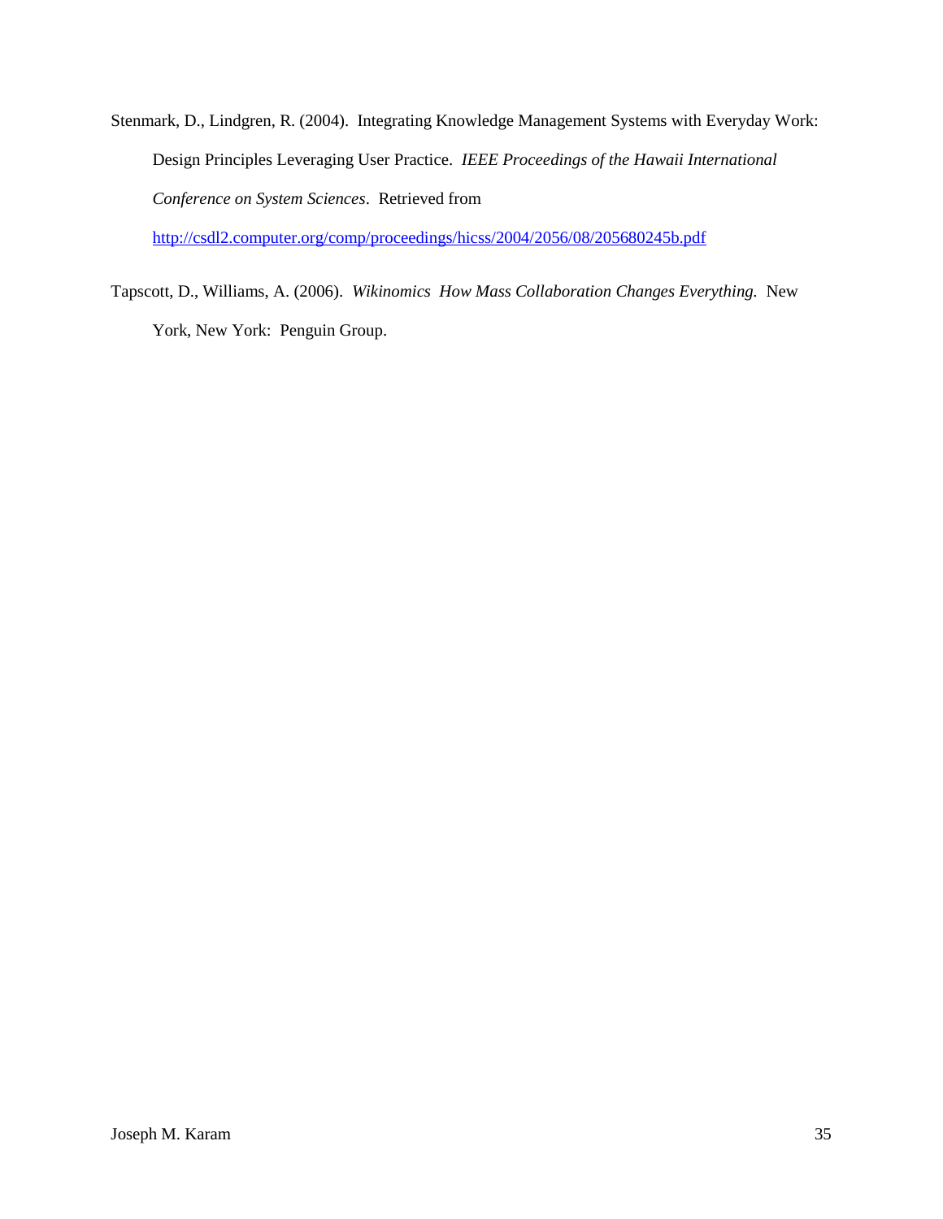Stenmark, D., Lindgren, R. (2004). Integrating Knowledge Management Systems with Everyday Work: Design Principles Leveraging User Practice. *IEEE Proceedings of the Hawaii International Conference on System Sciences*. Retrieved from http://csdl2.computer.org/comp/proceedings/hicss/2004/2056/08/205680245b.pdf

Tapscott, D., Williams, A. (2006). *Wikinomics How Mass Collaboration Changes Everything.* New York, New York: Penguin Group.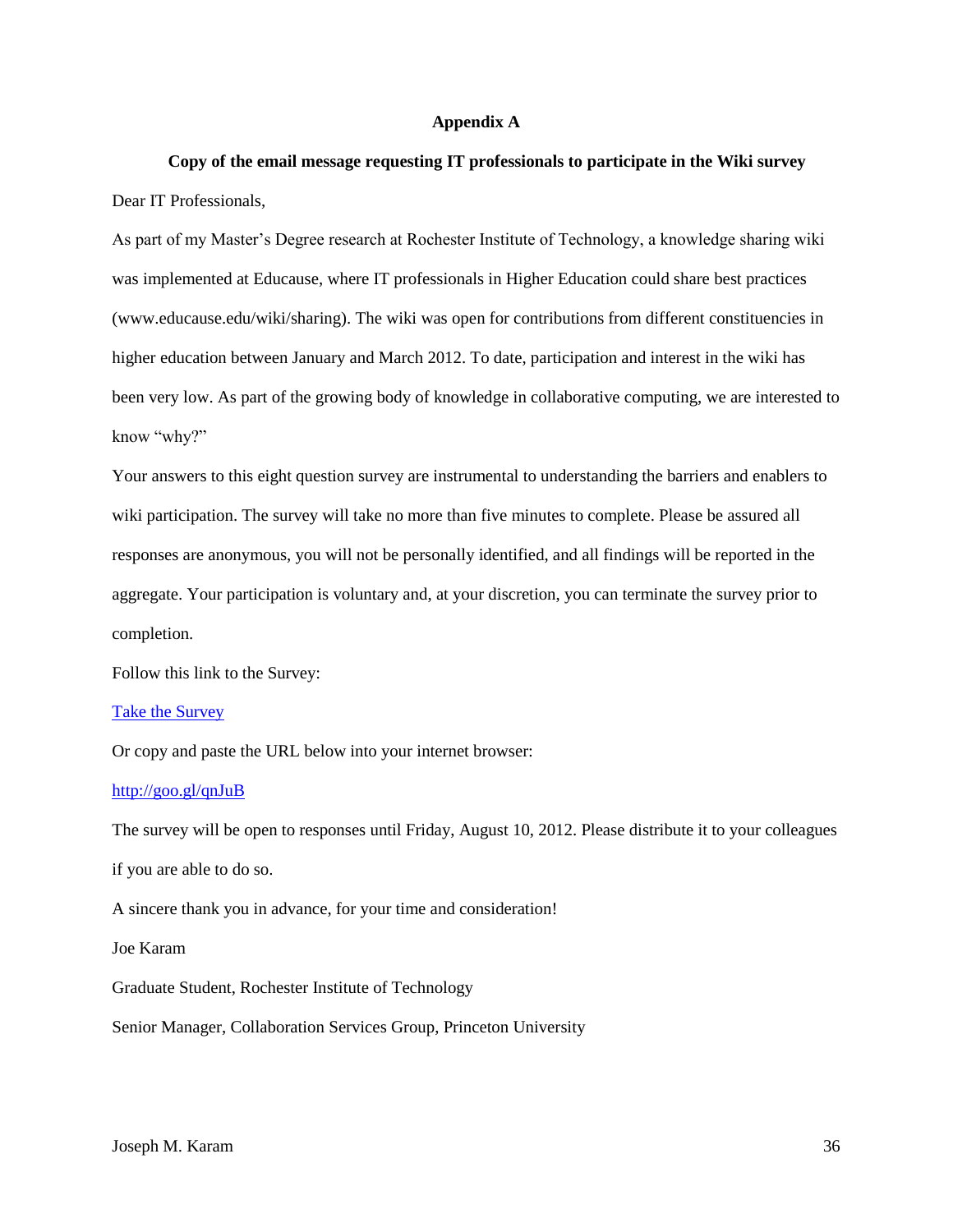# Appendix A

## Copy of the email message requesting IT professionals to participate in the Wiki survey

Dear IT Professionals,

As part of my Master's Degree research at Rochester Institute of Technology, a knowledge sharing wiki was implemented at Educause, where IT professionals in Higher Education could share best practices (www.educause.edu/wiki/sharing). The wiki was open for contributions from different constituencies in higher education between January and March 2012. To date, participation and interest in the wiki has been very low. As part of the growing body of knowledge in collaborative computing, we are interested to know "why?"

Your answers to this eight question survey are instrumental to understanding the barriers and enablers to wiki participation. The survey will take no more than five minutes to complete. Please be assured all responses are anonymous, you will not be personally identified, and all findings will be reported in the aggregate. Your participation is voluntary and, at your discretion, you can terminate the survey prior to completion.

Follow this link to the Survey:

Take the Survey

Or copy and paste the URL below into your internet browser:

http://goo.gl/qnJuB

The survey will be open to responses until Friday, August 10, 2012. Please distribute it to your colleagues if you are able to do so.

A sincere thank you in advance, for your time and consideration!

Joe Karam

Graduate Student, Rochester Institute of Technology

Senior Manager, Collaboration Services Group, Princeton University